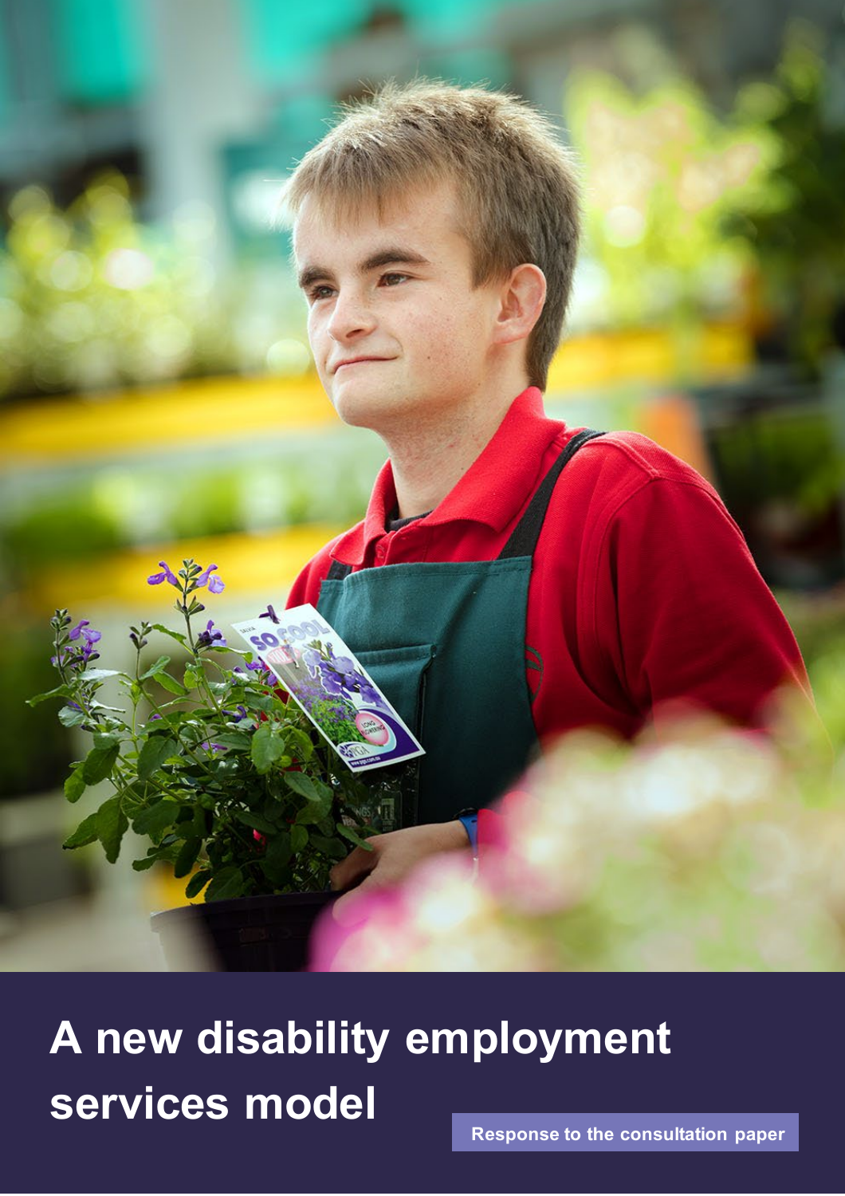# A new disability employment services model

Response to the consultation paper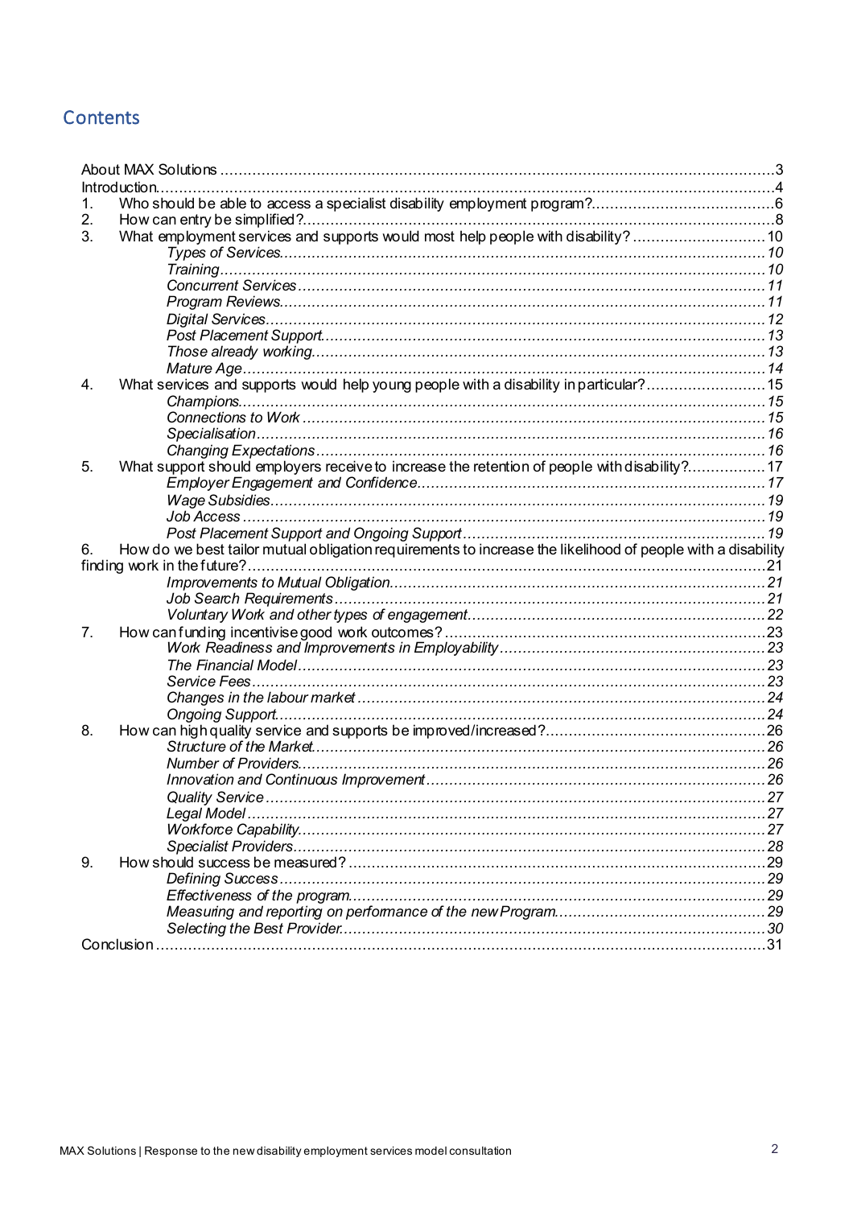## Contents

About MAX Solutions ........................................................................................................................ 3
Introduction........................................................................................................................................ 4
1. Who should be able to access a specialist disability employment program?........................................ 6
2. How can entry be simplified?......................................................................................................... 8
3. What employment services and supports would most help people with disability? ............................ 10
    *Types of Services.......................................................................................................... 10*
    *Training........................................................................................................................ 10*
    *Concurrent Services...................................................................................................... 11*
    *Program Reviews........................................................................................................... 11*
    *Digital Services.............................................................................................................. 12*
    *Post Placement Support................................................................................................. 13*
    *Those already working................................................................................................... 13*
    *Mature Age.................................................................................................................... 14*
4. What services and supports would help young people with a disability in particular?.......................... 15
    *Champions.................................................................................................................... 15*
    *Connections to Work ..................................................................................................... 15*
    *Specialisation................................................................................................................ 16*
    *Changing Expectations.................................................................................................. 16*
5. What support should employers receive to increase the retention of people with disability?................. 17
    *Employer Engagement and Confidence............................................................................ 17*
    *Wage Subsidies............................................................................................................. 19*
    *Job Access .................................................................................................................... 19*
    *Post Placement Support and Ongoing Support.................................................................. 19*
6. How do we best tailor mutual obligation requirements to increase the likelihood of people with a disability finding work in the future?................................................................................................................ 21
    *Improvements to Mutual Obligation.................................................................................. 21*
    *Job Search Requirements............................................................................................... 21*
    *Voluntary Work and other types of engagement................................................................ 22*
7. How can funding incentivise good work outcomes? ..................................................................... 23
    *Work Readiness and Improvements in Employability.......................................................... 23*
    *The Financial Model....................................................................................................... 23*
    *Service Fees................................................................................................................. 23*
    *Changes in the labour market ......................................................................................... 24*
    *Ongoing Support............................................................................................................ 24*
8. How can high quality service and supports be improved/increased?................................................ 26
    *Structure of the Market................................................................................................... 26*
    *Number of Providers...................................................................................................... 26*
    *Innovation and Continuous Improvement.......................................................................... 26*
    *Quality Service .............................................................................................................. 27*
    *Legal Model .................................................................................................................. 27*
    *Workforce Capability...................................................................................................... 27*
    *Specialist Providers....................................................................................................... 28*
9. How should success be measured? ............................................................................................. 29
    *Defining Success........................................................................................................... 29*
    *Effectiveness of the program........................................................................................... 29*
    *Measuring and reporting on performance of the new Program............................................. 29*
    *Selecting the Best Provider............................................................................................. 30*

Conclusion ....................................................................................................................................... 31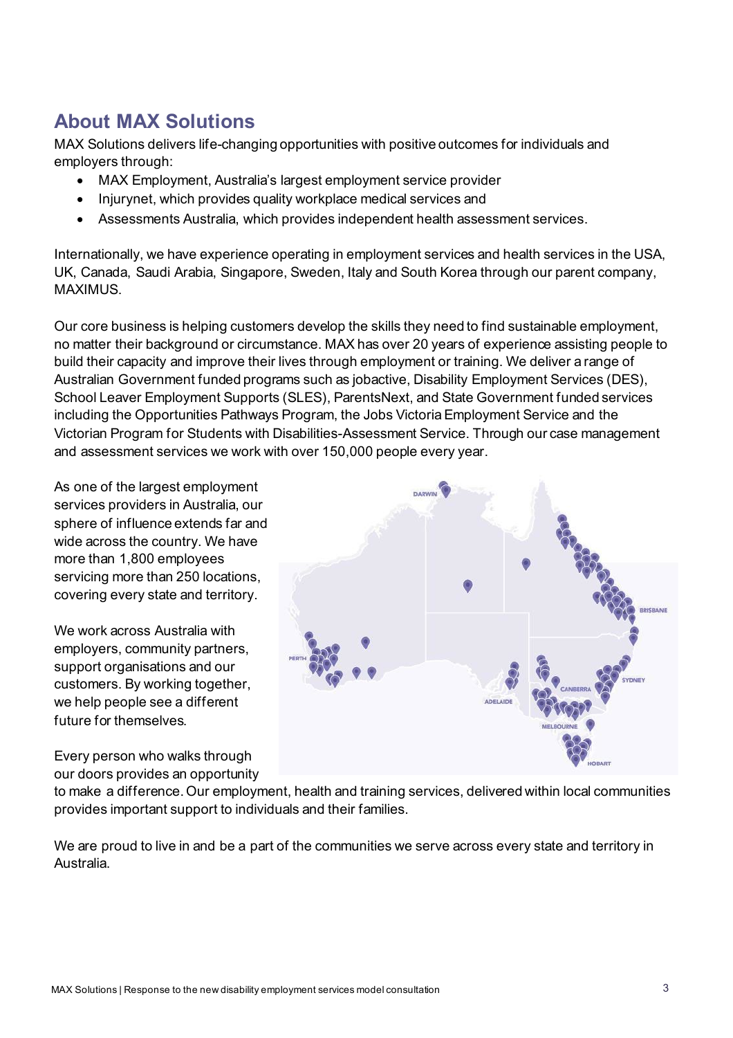## About MAX Solutions

MAX Solutions delivers life-changing opportunities with positive outcomes for individuals and employers through:

- MAX Employment, Australia's largest employment service provider
- Injurynet, which provides quality workplace medical services and
- Assessments Australia, which provides independent health assessment services.

Internationally, we have experience operating in employment services and health services in the USA, UK, Canada, Saudi Arabia, Singapore, Sweden, Italy and South Korea through our parent company, MAXIMUS.

Our core business is helping customers develop the skills they need to find sustainable employment, no matter their background or circumstance. MAX has over 20 years of experience assisting people to build their capacity and improve their lives through employment or training. We deliver a range of Australian Government funded programs such as jobactive, Disability Employment Services (DES), School Leaver Employment Supports (SLES), ParentsNext, and State Government funded services including the Opportunities Pathways Program, the Jobs Victoria Employment Service and the Victorian Program for Students with Disabilities-Assessment Service. Through our case management and assessment services we work with over 150,000 people every year.

As one of the largest employment services providers in Australia, our sphere of influence extends far and wide across the country. We have more than 1,800 employees servicing more than 250 locations, covering every state and territory.

We work across Australia with employers, community partners, support organisations and our customers. By working together, we help people see a different future for themselves.

Every person who walks through our doors provides an opportunity to make a difference. Our employment, health and training services, delivered within local communities provides important support to individuals and their families.

We are proud to live in and be a part of the communities we serve across every state and territory in Australia.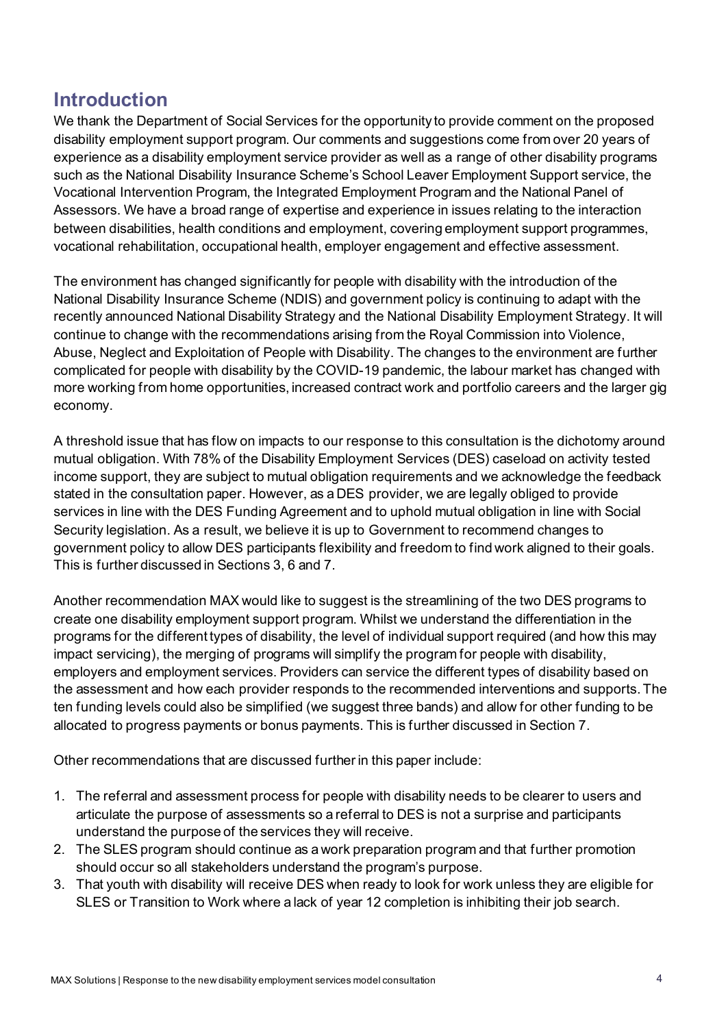## Introduction

We thank the Department of Social Services for the opportunity to provide comment on the proposed disability employment support program. Our comments and suggestions come from over 20 years of experience as a disability employment service provider as well as a range of other disability programs such as the National Disability Insurance Scheme's School Leaver Employment Support service, the Vocational Intervention Program, the Integrated Employment Program and the National Panel of Assessors. We have a broad range of expertise and experience in issues relating to the interaction between disabilities, health conditions and employment, covering employment support programmes, vocational rehabilitation, occupational health, employer engagement and effective assessment.

The environment has changed significantly for people with disability with the introduction of the National Disability Insurance Scheme (NDIS) and government policy is continuing to adapt with the recently announced National Disability Strategy and the National Disability Employment Strategy. It will continue to change with the recommendations arising from the Royal Commission into Violence, Abuse, Neglect and Exploitation of People with Disability. The changes to the environment are further complicated for people with disability by the COVID-19 pandemic, the labour market has changed with more working from home opportunities, increased contract work and portfolio careers and the larger gig economy.

A threshold issue that has flow on impacts to our response to this consultation is the dichotomy around mutual obligation. With 78% of the Disability Employment Services (DES) caseload on activity tested income support, they are subject to mutual obligation requirements and we acknowledge the feedback stated in the consultation paper. However, as a DES provider, we are legally obliged to provide services in line with the DES Funding Agreement and to uphold mutual obligation in line with Social Security legislation. As a result, we believe it is up to Government to recommend changes to government policy to allow DES participants flexibility and freedom to find work aligned to their goals. This is further discussed in Sections 3, 6 and 7.

Another recommendation MAX would like to suggest is the streamlining of the two DES programs to create one disability employment support program. Whilst we understand the differentiation in the programs for the different types of disability, the level of individual support required (and how this may impact servicing), the merging of programs will simplify the program for people with disability, employers and employment services. Providers can service the different types of disability based on the assessment and how each provider responds to the recommended interventions and supports. The ten funding levels could also be simplified (we suggest three bands) and allow for other funding to be allocated to progress payments or bonus payments. This is further discussed in Section 7.

Other recommendations that are discussed further in this paper include:

1. The referral and assessment process for people with disability needs to be clearer to users and articulate the purpose of assessments so a referral to DES is not a surprise and participants understand the purpose of the services they will receive.
2. The SLES program should continue as a work preparation program and that further promotion should occur so all stakeholders understand the program's purpose.
3. That youth with disability will receive DES when ready to look for work unless they are eligible for SLES or Transition to Work where a lack of year 12 completion is inhibiting their job search.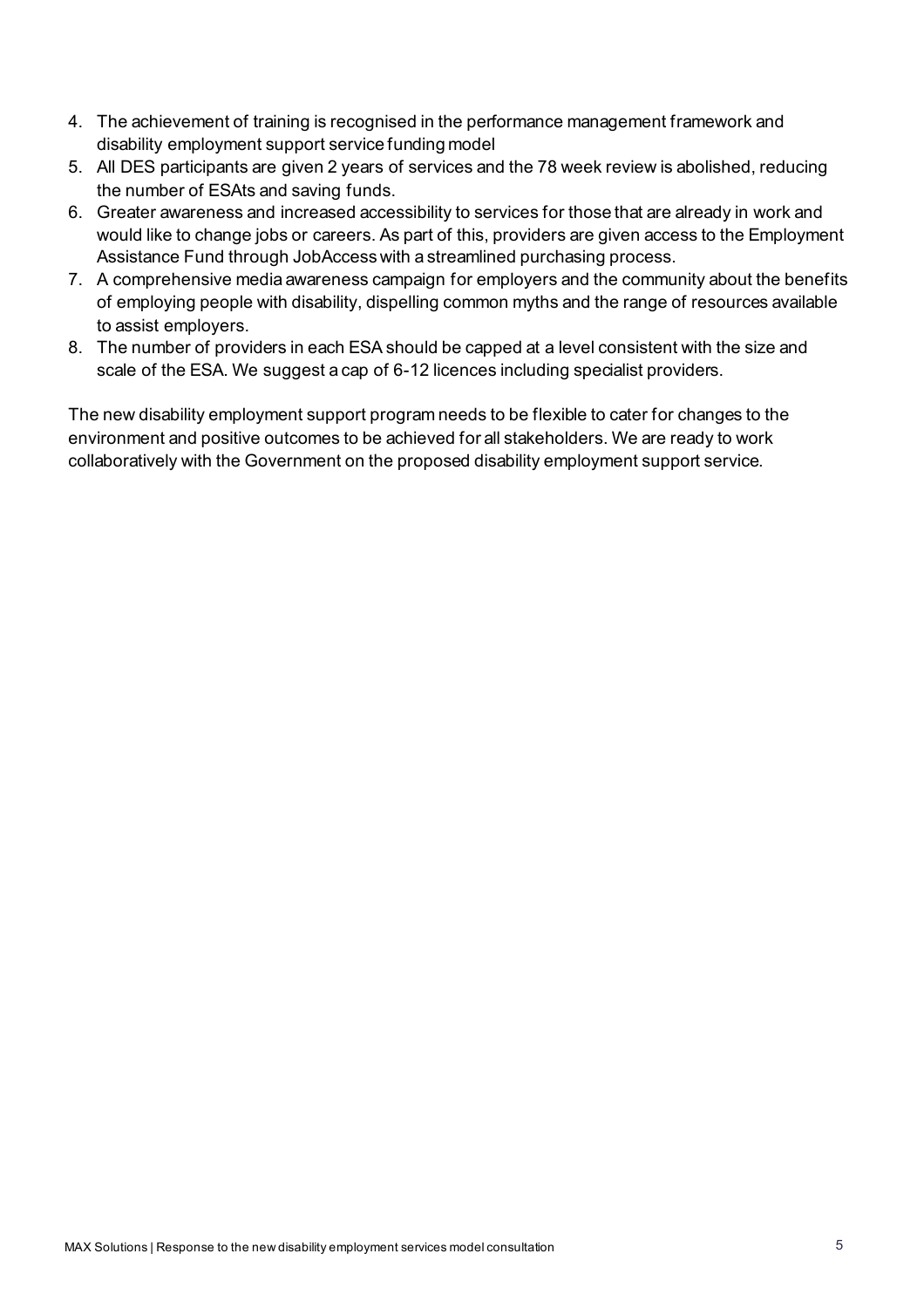4. The achievement of training is recognised in the performance management framework and disability employment support service funding model
5. All DES participants are given 2 years of services and the 78 week review is abolished, reducing the number of ESAts and saving funds.
6. Greater awareness and increased accessibility to services for those that are already in work and would like to change jobs or careers. As part of this, providers are given access to the Employment Assistance Fund through JobAccess with a streamlined purchasing process.
7. A comprehensive media awareness campaign for employers and the community about the benefits of employing people with disability, dispelling common myths and the range of resources available to assist employers.
8. The number of providers in each ESA should be capped at a level consistent with the size and scale of the ESA. We suggest a cap of 6-12 licences including specialist providers.

The new disability employment support program needs to be flexible to cater for changes to the environment and positive outcomes to be achieved for all stakeholders. We are ready to work collaboratively with the Government on the proposed disability employment support service.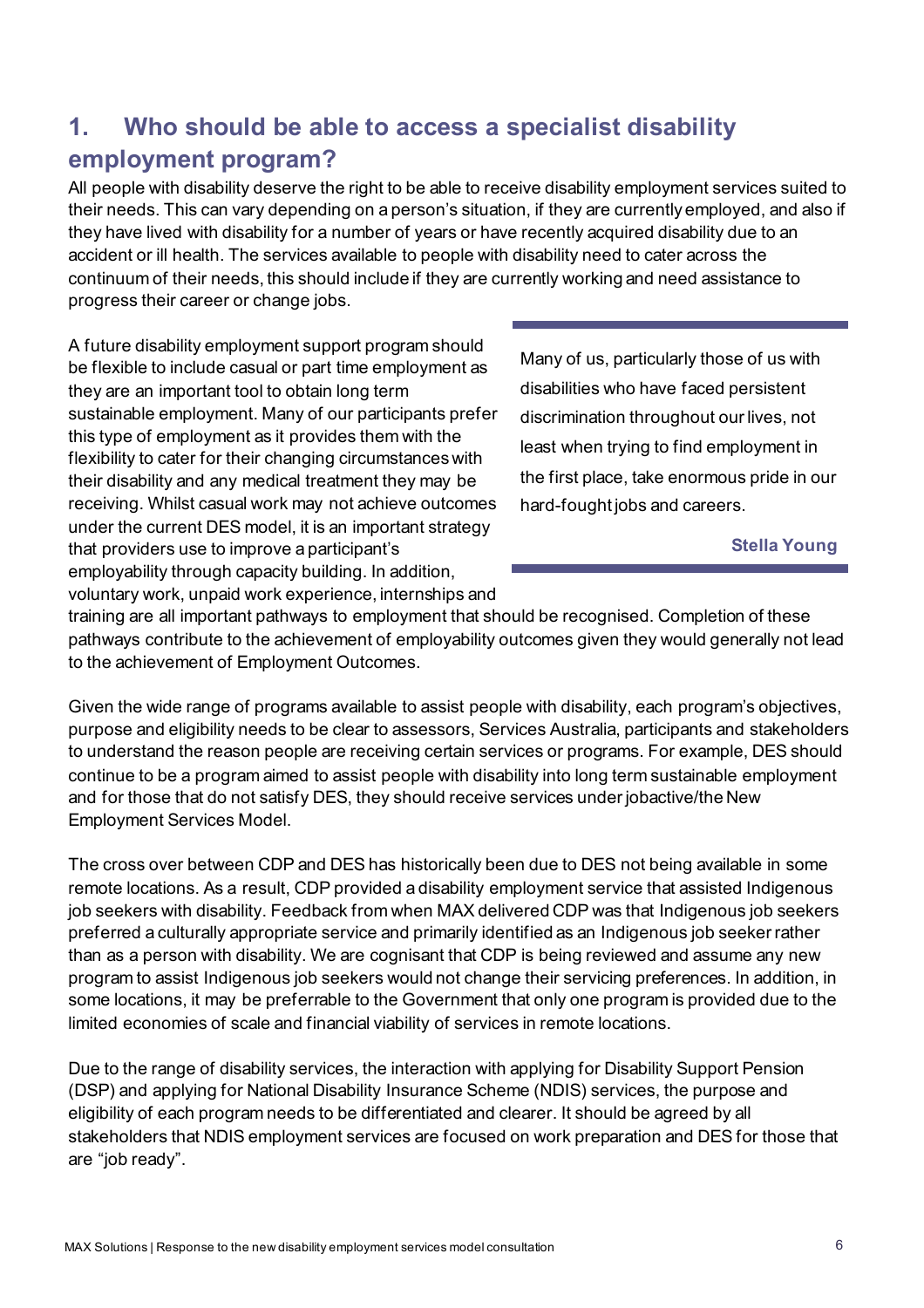## 1. Who should be able to access a specialist disability employment program?

All people with disability deserve the right to be able to receive disability employment services suited to their needs. This can vary depending on a person's situation, if they are currently employed, and also if they have lived with disability for a number of years or have recently acquired disability due to an accident or ill health. The services available to people with disability need to cater across the continuum of their needs, this should include if they are currently working and need assistance to progress their career or change jobs.

A future disability employment support program should be flexible to include casual or part time employment as they are an important tool to obtain long term sustainable employment. Many of our participants prefer this type of employment as it provides them with the flexibility to cater for their changing circumstances with their disability and any medical treatment they may be receiving. Whilst casual work may not achieve outcomes under the current DES model, it is an important strategy that providers use to improve a participant's employability through capacity building. In addition, voluntary work, unpaid work experience, internships and training are all important pathways to employment that should be recognised. Completion of these pathways contribute to the achievement of employability outcomes given they would generally not lead to the achievement of Employment Outcomes.

> Many of us, particularly those of us with disabilities who have faced persistent discrimination throughout our lives, not least when trying to find employment in the first place, take enormous pride in our hard-fought jobs and careers.
>
> **Stella Young**

Given the wide range of programs available to assist people with disability, each program's objectives, purpose and eligibility needs to be clear to assessors, Services Australia, participants and stakeholders to understand the reason people are receiving certain services or programs. For example, DES should continue to be a program aimed to assist people with disability into long term sustainable employment and for those that do not satisfy DES, they should receive services under jobactive/the New Employment Services Model.

The cross over between CDP and DES has historically been due to DES not being available in some remote locations. As a result, CDP provided a disability employment service that assisted Indigenous job seekers with disability. Feedback from when MAX delivered CDP was that Indigenous job seekers preferred a culturally appropriate service and primarily identified as an Indigenous job seeker rather than as a person with disability. We are cognisant that CDP is being reviewed and assume any new program to assist Indigenous job seekers would not change their servicing preferences. In addition, in some locations, it may be preferrable to the Government that only one program is provided due to the limited economies of scale and financial viability of services in remote locations.

Due to the range of disability services, the interaction with applying for Disability Support Pension (DSP) and applying for National Disability Insurance Scheme (NDIS) services, the purpose and eligibility of each program needs to be differentiated and clearer. It should be agreed by all stakeholders that NDIS employment services are focused on work preparation and DES for those that are "job ready".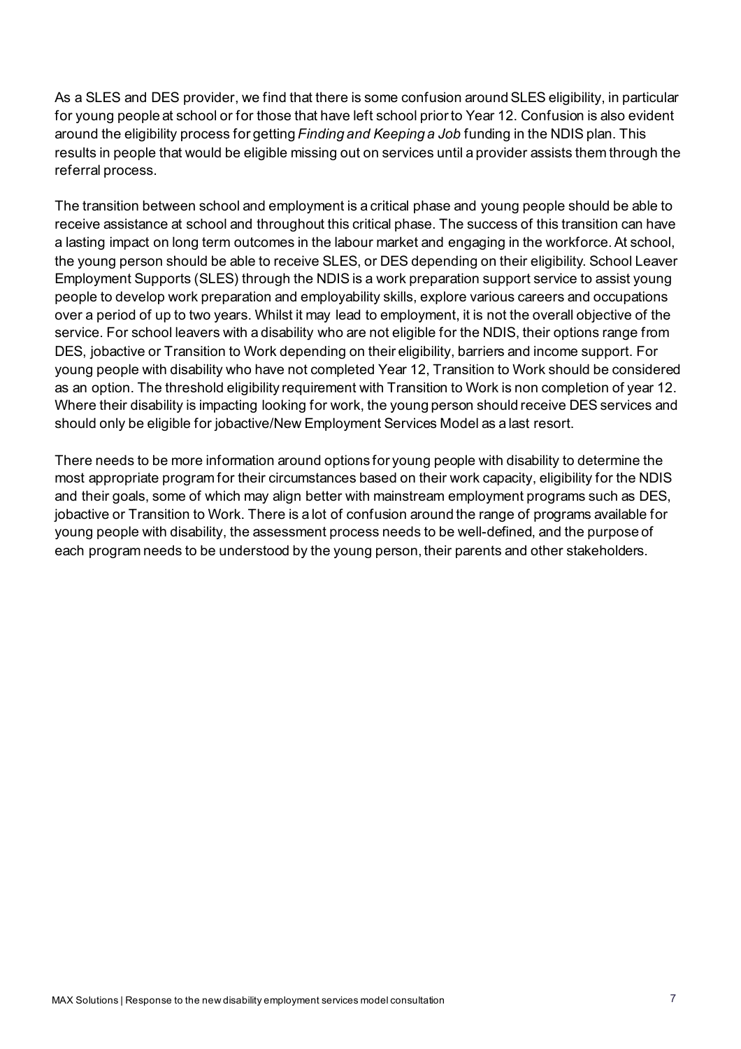As a SLES and DES provider, we find that there is some confusion around SLES eligibility, in particular for young people at school or for those that have left school prior to Year 12. Confusion is also evident around the eligibility process for getting *Finding and Keeping a Job* funding in the NDIS plan. This results in people that would be eligible missing out on services until a provider assists them through the referral process.

The transition between school and employment is a critical phase and young people should be able to receive assistance at school and throughout this critical phase. The success of this transition can have a lasting impact on long term outcomes in the labour market and engaging in the workforce. At school, the young person should be able to receive SLES, or DES depending on their eligibility. School Leaver Employment Supports (SLES) through the NDIS is a work preparation support service to assist young people to develop work preparation and employability skills, explore various careers and occupations over a period of up to two years. Whilst it may lead to employment, it is not the overall objective of the service. For school leavers with a disability who are not eligible for the NDIS, their options range from DES, jobactive or Transition to Work depending on their eligibility, barriers and income support. For young people with disability who have not completed Year 12, Transition to Work should be considered as an option. The threshold eligibility requirement with Transition to Work is non completion of year 12. Where their disability is impacting looking for work, the young person should receive DES services and should only be eligible for jobactive/New Employment Services Model as a last resort.

There needs to be more information around options for young people with disability to determine the most appropriate program for their circumstances based on their work capacity, eligibility for the NDIS and their goals, some of which may align better with mainstream employment programs such as DES, jobactive or Transition to Work. There is a lot of confusion around the range of programs available for young people with disability, the assessment process needs to be well-defined, and the purpose of each program needs to be understood by the young person, their parents and other stakeholders.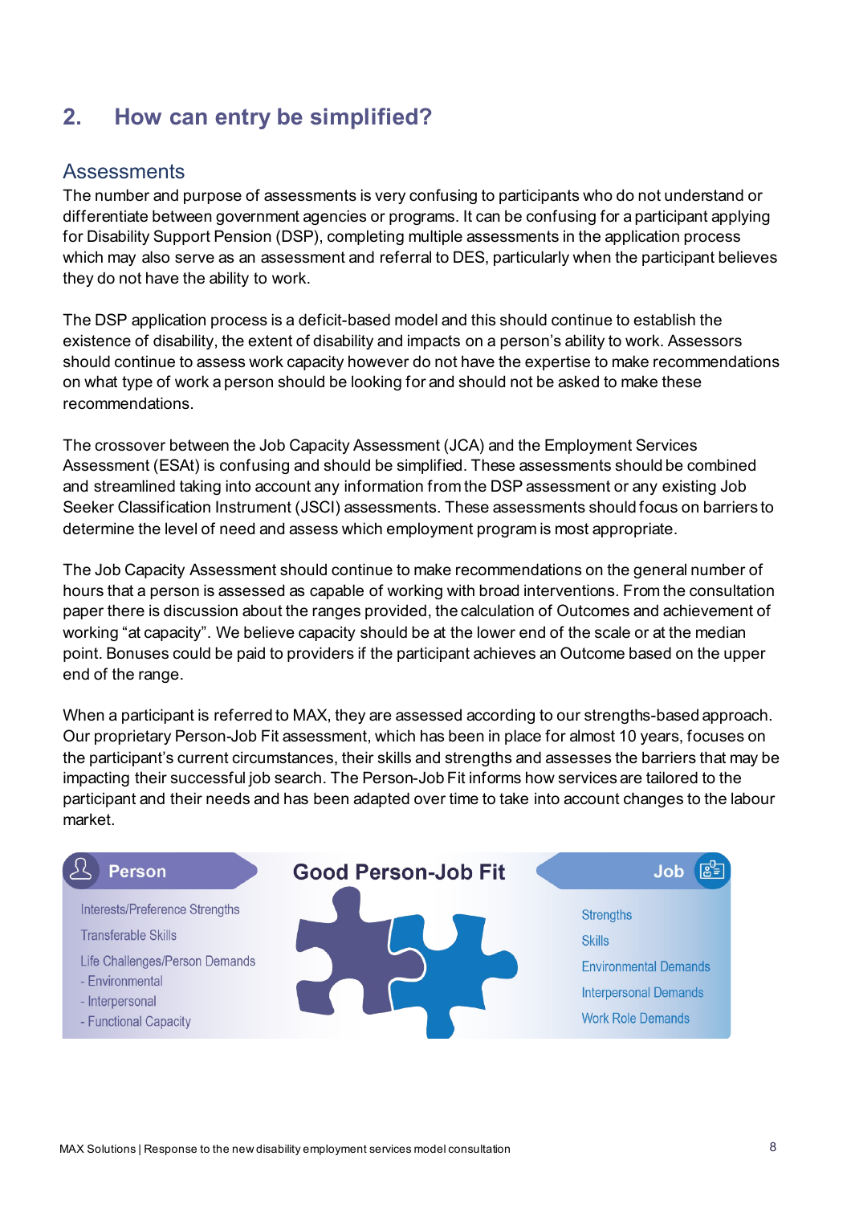## 2. How can entry be simplified?

### Assessments

The number and purpose of assessments is very confusing to participants who do not understand or differentiate between government agencies or programs. It can be confusing for a participant applying for Disability Support Pension (DSP), completing multiple assessments in the application process which may also serve as an assessment and referral to DES, particularly when the participant believes they do not have the ability to work.

The DSP application process is a deficit-based model and this should continue to establish the existence of disability, the extent of disability and impacts on a person's ability to work. Assessors should continue to assess work capacity however do not have the expertise to make recommendations on what type of work a person should be looking for and should not be asked to make these recommendations.

The crossover between the Job Capacity Assessment (JCA) and the Employment Services Assessment (ESAt) is confusing and should be simplified. These assessments should be combined and streamlined taking into account any information from the DSP assessment or any existing Job Seeker Classification Instrument (JSCI) assessments. These assessments should focus on barriers to determine the level of need and assess which employment program is most appropriate.

The Job Capacity Assessment should continue to make recommendations on the general number of hours that a person is assessed as capable of working with broad interventions. From the consultation paper there is discussion about the ranges provided, the calculation of Outcomes and achievement of working "at capacity". We believe capacity should be at the lower end of the scale or at the median point. Bonuses could be paid to providers if the participant achieves an Outcome based on the upper end of the range.

When a participant is referred to MAX, they are assessed according to our strengths-based approach. Our proprietary Person-Job Fit assessment, which has been in place for almost 10 years, focuses on the participant's current circumstances, their skills and strengths and assesses the barriers that may be impacting their successful job search. The Person-Job Fit informs how services are tailored to the participant and their needs and has been adapted over time to take into account changes to the labour market.

**Good Person-Job Fit**

| Person | Job |
|---|---|
| Interests/Preference Strengths | Strengths |
| Transferable Skills | Skills |
| Life Challenges/Person Demands | Environmental Demands |
| - Environmental | Interpersonal Demands |
| - Interpersonal | Work Role Demands |
| - Functional Capacity | |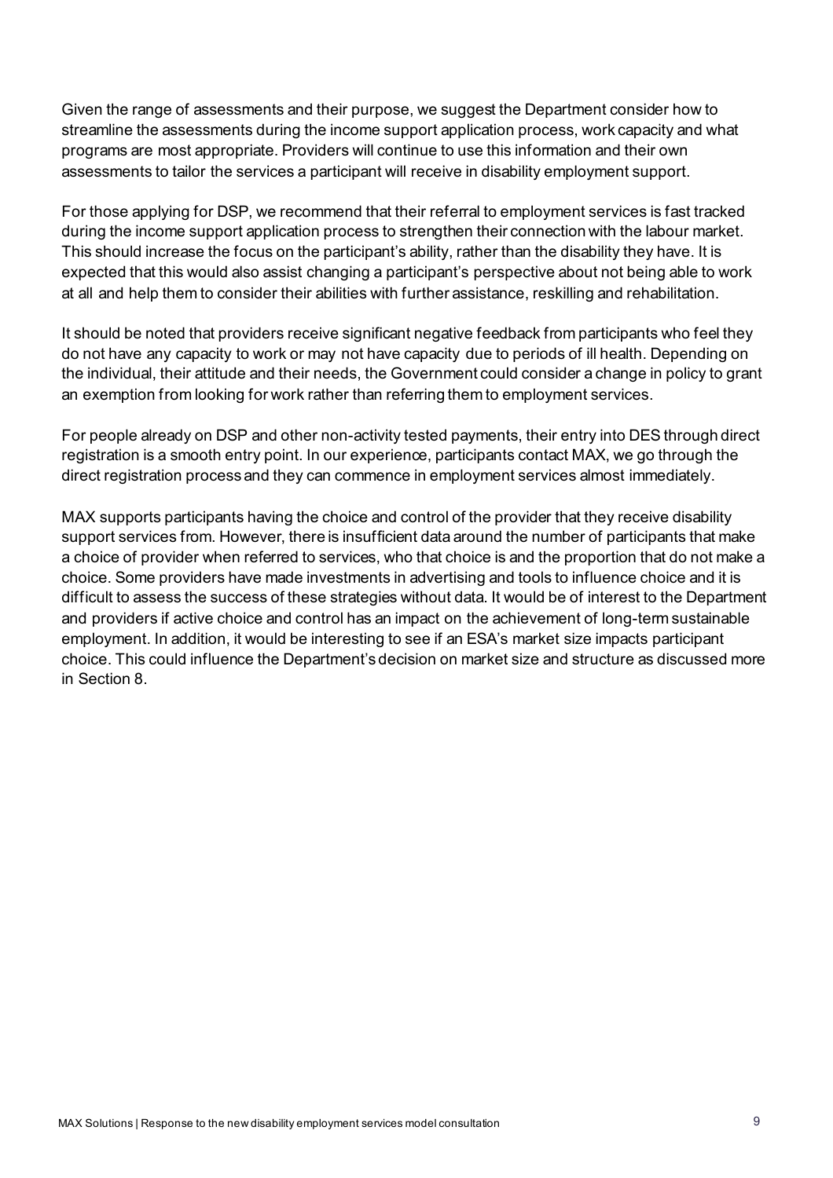Given the range of assessments and their purpose, we suggest the Department consider how to streamline the assessments during the income support application process, work capacity and what programs are most appropriate. Providers will continue to use this information and their own assessments to tailor the services a participant will receive in disability employment support.

For those applying for DSP, we recommend that their referral to employment services is fast tracked during the income support application process to strengthen their connection with the labour market. This should increase the focus on the participant's ability, rather than the disability they have. It is expected that this would also assist changing a participant's perspective about not being able to work at all and help them to consider their abilities with further assistance, reskilling and rehabilitation.

It should be noted that providers receive significant negative feedback from participants who feel they do not have any capacity to work or may not have capacity due to periods of ill health. Depending on the individual, their attitude and their needs, the Government could consider a change in policy to grant an exemption from looking for work rather than referring them to employment services.

For people already on DSP and other non-activity tested payments, their entry into DES through direct registration is a smooth entry point. In our experience, participants contact MAX, we go through the direct registration process and they can commence in employment services almost immediately.

MAX supports participants having the choice and control of the provider that they receive disability support services from. However, there is insufficient data around the number of participants that make a choice of provider when referred to services, who that choice is and the proportion that do not make a choice. Some providers have made investments in advertising and tools to influence choice and it is difficult to assess the success of these strategies without data. It would be of interest to the Department and providers if active choice and control has an impact on the achievement of long-term sustainable employment. In addition, it would be interesting to see if an ESA's market size impacts participant choice. This could influence the Department's decision on market size and structure as discussed more in Section 8.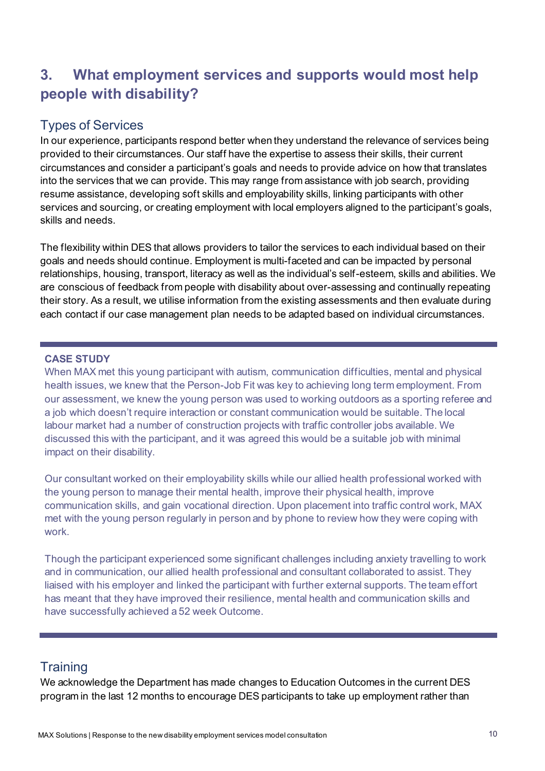## 3. What employment services and supports would most help people with disability?

### Types of Services

In our experience, participants respond better when they understand the relevance of services being provided to their circumstances. Our staff have the expertise to assess their skills, their current circumstances and consider a participant's goals and needs to provide advice on how that translates into the services that we can provide. This may range from assistance with job search, providing resume assistance, developing soft skills and employability skills, linking participants with other services and sourcing, or creating employment with local employers aligned to the participant's goals, skills and needs.

The flexibility within DES that allows providers to tailor the services to each individual based on their goals and needs should continue. Employment is multi-faceted and can be impacted by personal relationships, housing, transport, literacy as well as the individual's self-esteem, skills and abilities. We are conscious of feedback from people with disability about over-assessing and continually repeating their story. As a result, we utilise information from the existing assessments and then evaluate during each contact if our case management plan needs to be adapted based on individual circumstances.

---

**CASE STUDY**

When MAX met this young participant with autism, communication difficulties, mental and physical health issues, we knew that the Person-Job Fit was key to achieving long term employment. From our assessment, we knew the young person was used to working outdoors as a sporting referee and a job which doesn't require interaction or constant communication would be suitable. The local labour market had a number of construction projects with traffic controller jobs available. We discussed this with the participant, and it was agreed this would be a suitable job with minimal impact on their disability.

Our consultant worked on their employability skills while our allied health professional worked with the young person to manage their mental health, improve their physical health, improve communication skills, and gain vocational direction. Upon placement into traffic control work, MAX met with the young person regularly in person and by phone to review how they were coping with work.

Though the participant experienced some significant challenges including anxiety travelling to work and in communication, our allied health professional and consultant collaborated to assist. They liaised with his employer and linked the participant with further external supports. The team effort has meant that they have improved their resilience, mental health and communication skills and have successfully achieved a 52 week Outcome.

---

### Training

We acknowledge the Department has made changes to Education Outcomes in the current DES program in the last 12 months to encourage DES participants to take up employment rather than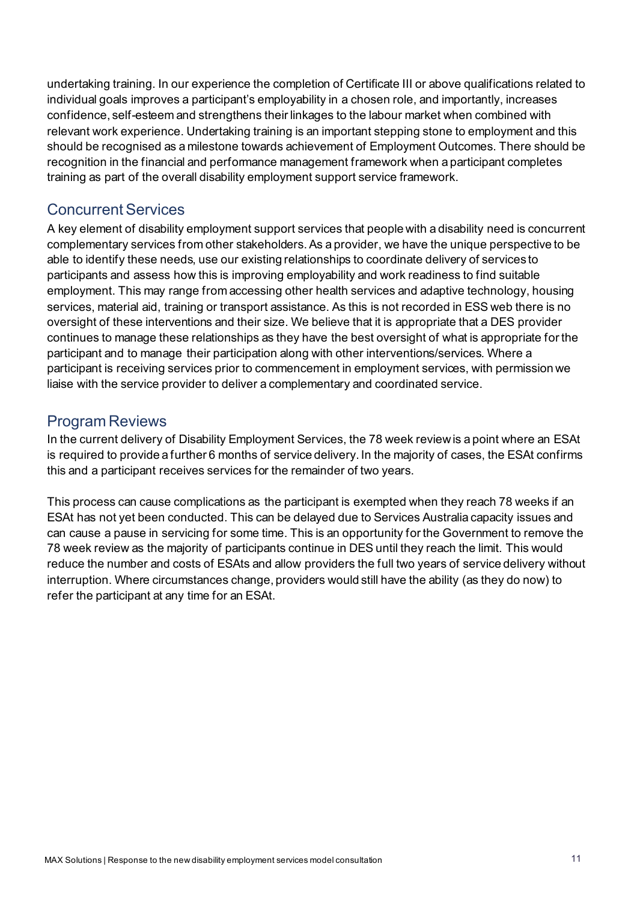undertaking training. In our experience the completion of Certificate III or above qualifications related to individual goals improves a participant's employability in a chosen role, and importantly, increases confidence, self-esteem and strengthens their linkages to the labour market when combined with relevant work experience. Undertaking training is an important stepping stone to employment and this should be recognised as a milestone towards achievement of Employment Outcomes. There should be recognition in the financial and performance management framework when a participant completes training as part of the overall disability employment support service framework.

## Concurrent Services

A key element of disability employment support services that people with a disability need is concurrent complementary services from other stakeholders. As a provider, we have the unique perspective to be able to identify these needs, use our existing relationships to coordinate delivery of services to participants and assess how this is improving employability and work readiness to find suitable employment. This may range from accessing other health services and adaptive technology, housing services, material aid, training or transport assistance. As this is not recorded in ESS web there is no oversight of these interventions and their size. We believe that it is appropriate that a DES provider continues to manage these relationships as they have the best oversight of what is appropriate for the participant and to manage their participation along with other interventions/services. Where a participant is receiving services prior to commencement in employment services, with permission we liaise with the service provider to deliver a complementary and coordinated service.

## Program Reviews

In the current delivery of Disability Employment Services, the 78 week review is a point where an ESAt is required to provide a further 6 months of service delivery. In the majority of cases, the ESAt confirms this and a participant receives services for the remainder of two years.

This process can cause complications as the participant is exempted when they reach 78 weeks if an ESAt has not yet been conducted. This can be delayed due to Services Australia capacity issues and can cause a pause in servicing for some time. This is an opportunity for the Government to remove the 78 week review as the majority of participants continue in DES until they reach the limit. This would reduce the number and costs of ESAts and allow providers the full two years of service delivery without interruption. Where circumstances change, providers would still have the ability (as they do now) to refer the participant at any time for an ESAt.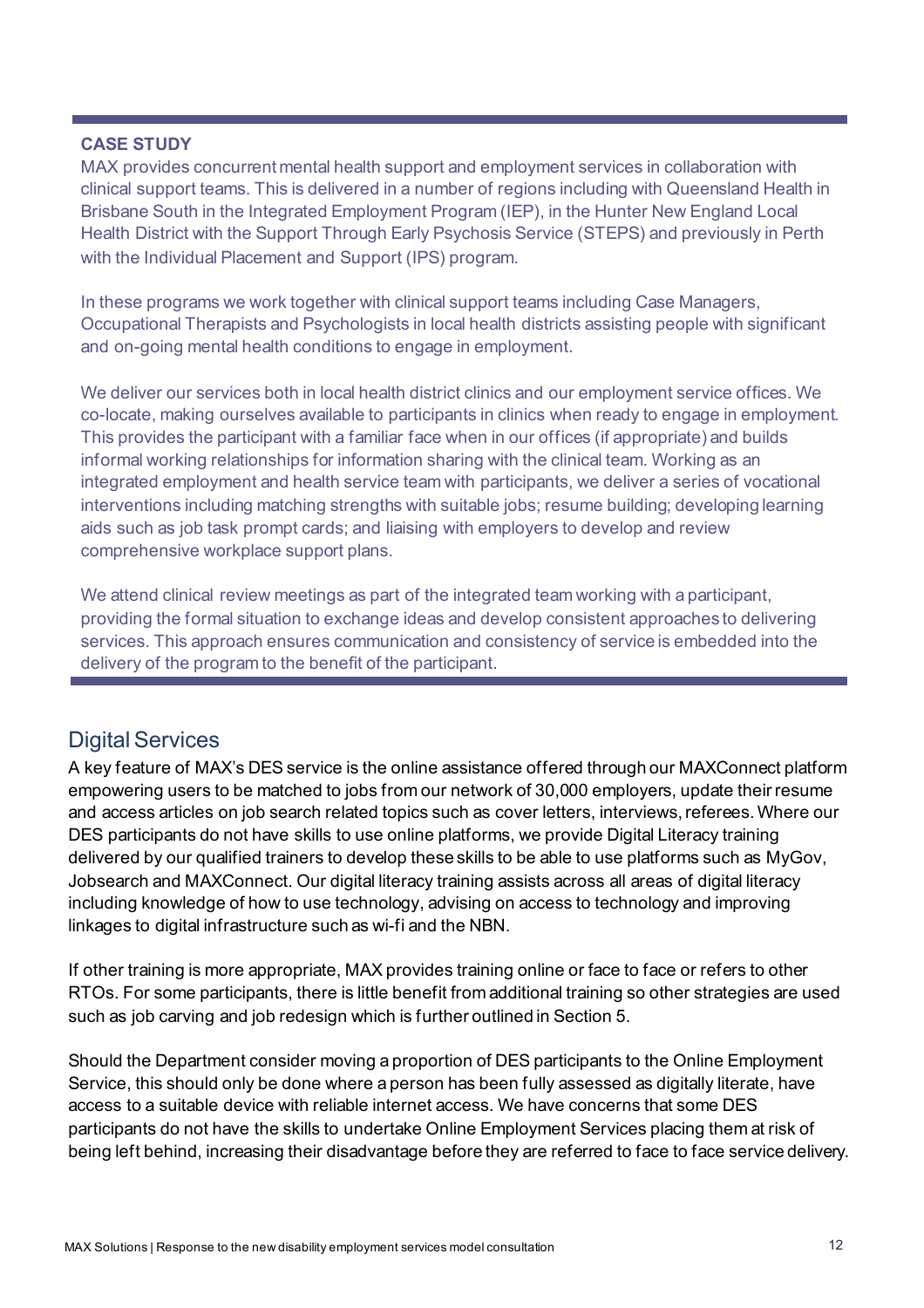**CASE STUDY**

MAX provides concurrent mental health support and employment services in collaboration with clinical support teams. This is delivered in a number of regions including with Queensland Health in Brisbane South in the Integrated Employment Program (IEP), in the Hunter New England Local Health District with the Support Through Early Psychosis Service (STEPS) and previously in Perth with the Individual Placement and Support (IPS) program.

In these programs we work together with clinical support teams including Case Managers, Occupational Therapists and Psychologists in local health districts assisting people with significant and on-going mental health conditions to engage in employment.

We deliver our services both in local health district clinics and our employment service offices. We co-locate, making ourselves available to participants in clinics when ready to engage in employment. This provides the participant with a familiar face when in our offices (if appropriate) and builds informal working relationships for information sharing with the clinical team. Working as an integrated employment and health service team with participants, we deliver a series of vocational interventions including matching strengths with suitable jobs; resume building; developing learning aids such as job task prompt cards; and liaising with employers to develop and review comprehensive workplace support plans.

We attend clinical review meetings as part of the integrated team working with a participant, providing the formal situation to exchange ideas and develop consistent approaches to delivering services. This approach ensures communication and consistency of service is embedded into the delivery of the program to the benefit of the participant.

## Digital Services

A key feature of MAX's DES service is the online assistance offered through our MAXConnect platform empowering users to be matched to jobs from our network of 30,000 employers, update their resume and access articles on job search related topics such as cover letters, interviews, referees. Where our DES participants do not have skills to use online platforms, we provide Digital Literacy training delivered by our qualified trainers to develop these skills to be able to use platforms such as MyGov, Jobsearch and MAXConnect. Our digital literacy training assists across all areas of digital literacy including knowledge of how to use technology, advising on access to technology and improving linkages to digital infrastructure such as wi-fi and the NBN.

If other training is more appropriate, MAX provides training online or face to face or refers to other RTOs. For some participants, there is little benefit from additional training so other strategies are used such as job carving and job redesign which is further outlined in Section 5.

Should the Department consider moving a proportion of DES participants to the Online Employment Service, this should only be done where a person has been fully assessed as digitally literate, have access to a suitable device with reliable internet access. We have concerns that some DES participants do not have the skills to undertake Online Employment Services placing them at risk of being left behind, increasing their disadvantage before they are referred to face to face service delivery.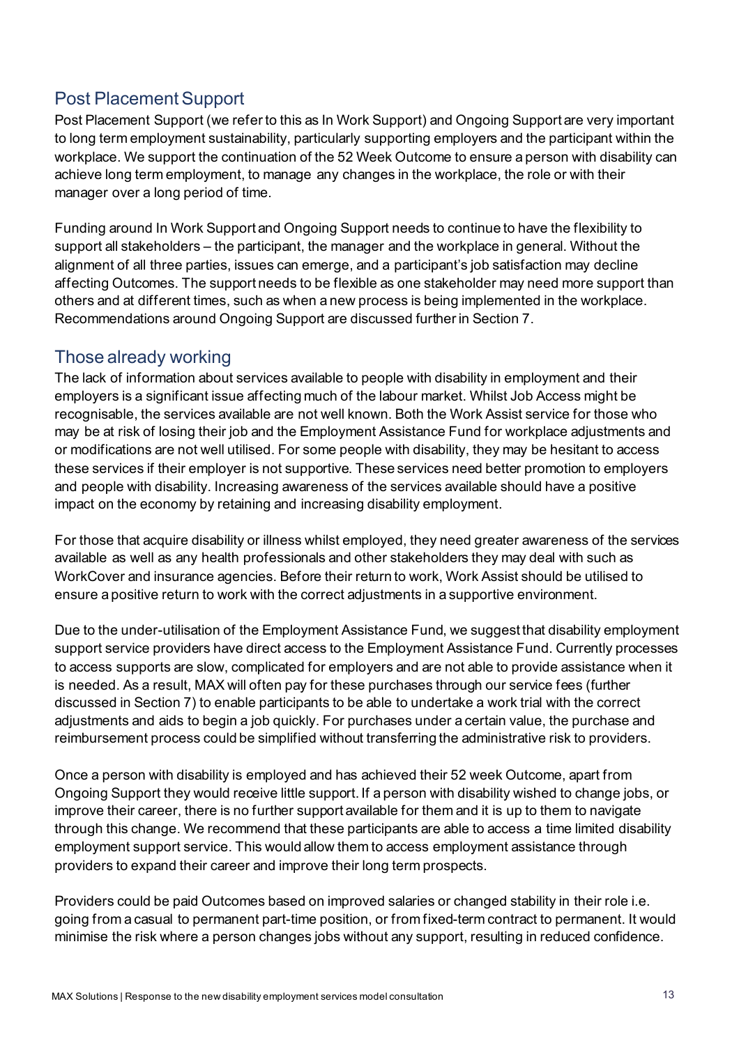## Post Placement Support

Post Placement Support (we refer to this as In Work Support) and Ongoing Support are very important to long term employment sustainability, particularly supporting employers and the participant within the workplace. We support the continuation of the 52 Week Outcome to ensure a person with disability can achieve long term employment, to manage any changes in the workplace, the role or with their manager over a long period of time.

Funding around In Work Support and Ongoing Support needs to continue to have the flexibility to support all stakeholders – the participant, the manager and the workplace in general. Without the alignment of all three parties, issues can emerge, and a participant's job satisfaction may decline affecting Outcomes. The support needs to be flexible as one stakeholder may need more support than others and at different times, such as when a new process is being implemented in the workplace. Recommendations around Ongoing Support are discussed further in Section 7.

## Those already working

The lack of information about services available to people with disability in employment and their employers is a significant issue affecting much of the labour market. Whilst Job Access might be recognisable, the services available are not well known. Both the Work Assist service for those who may be at risk of losing their job and the Employment Assistance Fund for workplace adjustments and or modifications are not well utilised. For some people with disability, they may be hesitant to access these services if their employer is not supportive. These services need better promotion to employers and people with disability. Increasing awareness of the services available should have a positive impact on the economy by retaining and increasing disability employment.

For those that acquire disability or illness whilst employed, they need greater awareness of the services available as well as any health professionals and other stakeholders they may deal with such as WorkCover and insurance agencies. Before their return to work, Work Assist should be utilised to ensure a positive return to work with the correct adjustments in a supportive environment.

Due to the under-utilisation of the Employment Assistance Fund, we suggest that disability employment support service providers have direct access to the Employment Assistance Fund. Currently processes to access supports are slow, complicated for employers and are not able to provide assistance when it is needed. As a result, MAX will often pay for these purchases through our service fees (further discussed in Section 7) to enable participants to be able to undertake a work trial with the correct adjustments and aids to begin a job quickly. For purchases under a certain value, the purchase and reimbursement process could be simplified without transferring the administrative risk to providers.

Once a person with disability is employed and has achieved their 52 week Outcome, apart from Ongoing Support they would receive little support. If a person with disability wished to change jobs, or improve their career, there is no further support available for them and it is up to them to navigate through this change. We recommend that these participants are able to access a time limited disability employment support service. This would allow them to access employment assistance through providers to expand their career and improve their long term prospects.

Providers could be paid Outcomes based on improved salaries or changed stability in their role i.e. going from a casual to permanent part-time position, or from fixed-term contract to permanent. It would minimise the risk where a person changes jobs without any support, resulting in reduced confidence.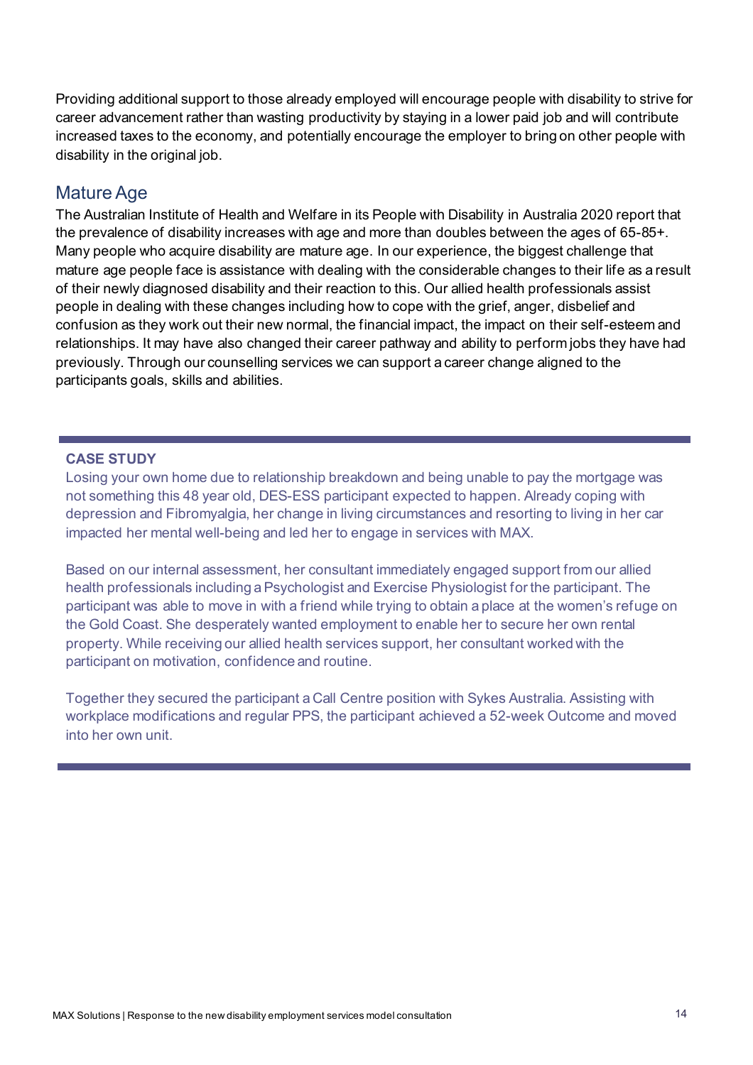Providing additional support to those already employed will encourage people with disability to strive for career advancement rather than wasting productivity by staying in a lower paid job and will contribute increased taxes to the economy, and potentially encourage the employer to bring on other people with disability in the original job.

## Mature Age

The Australian Institute of Health and Welfare in its People with Disability in Australia 2020 report that the prevalence of disability increases with age and more than doubles between the ages of 65-85+. Many people who acquire disability are mature age. In our experience, the biggest challenge that mature age people face is assistance with dealing with the considerable changes to their life as a result of their newly diagnosed disability and their reaction to this. Our allied health professionals assist people in dealing with these changes including how to cope with the grief, anger, disbelief and confusion as they work out their new normal, the financial impact, the impact on their self-esteem and relationships. It may have also changed their career pathway and ability to perform jobs they have had previously. Through our counselling services we can support a career change aligned to the participants goals, skills and abilities.

---

**CASE STUDY**

Losing your own home due to relationship breakdown and being unable to pay the mortgage was not something this 48 year old, DES-ESS participant expected to happen. Already coping with depression and Fibromyalgia, her change in living circumstances and resorting to living in her car impacted her mental well-being and led her to engage in services with MAX.

Based on our internal assessment, her consultant immediately engaged support from our allied health professionals including a Psychologist and Exercise Physiologist for the participant. The participant was able to move in with a friend while trying to obtain a place at the women's refuge on the Gold Coast. She desperately wanted employment to enable her to secure her own rental property. While receiving our allied health services support, her consultant worked with the participant on motivation, confidence and routine.

Together they secured the participant a Call Centre position with Sykes Australia. Assisting with workplace modifications and regular PPS, the participant achieved a 52-week Outcome and moved into her own unit.

---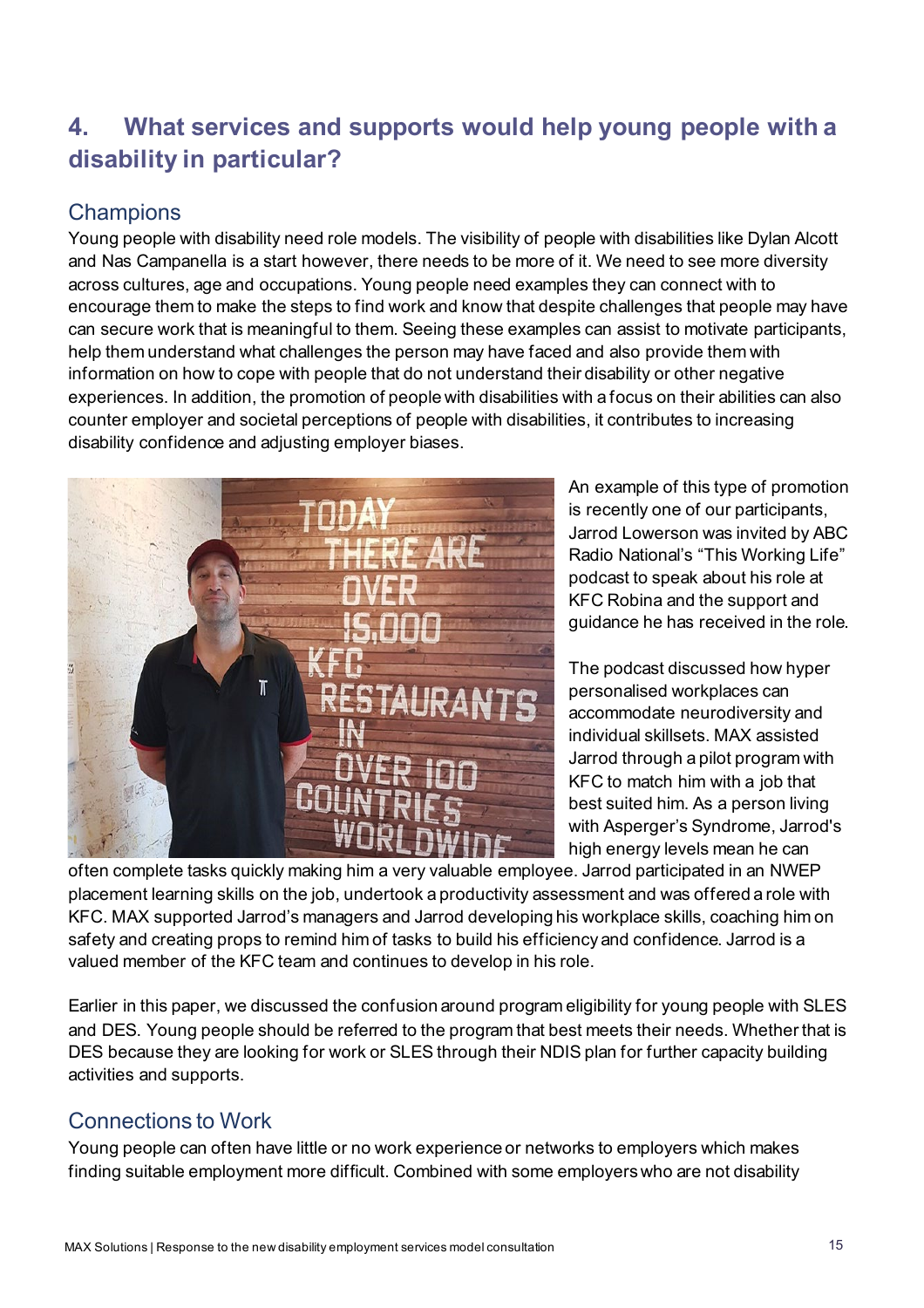## 4. What services and supports would help young people with a disability in particular?

### Champions

Young people with disability need role models. The visibility of people with disabilities like Dylan Alcott and Nas Campanella is a start however, there needs to be more of it. We need to see more diversity across cultures, age and occupations. Young people need examples they can connect with to encourage them to make the steps to find work and know that despite challenges that people may have can secure work that is meaningful to them. Seeing these examples can assist to motivate participants, help them understand what challenges the person may have faced and also provide them with information on how to cope with people that do not understand their disability or other negative experiences. In addition, the promotion of people with disabilities with a focus on their abilities can also counter employer and societal perceptions of people with disabilities, it contributes to increasing disability confidence and adjusting employer biases.

An example of this type of promotion is recently one of our participants, Jarrod Lowerson was invited by ABC Radio National's "This Working Life" podcast to speak about his role at KFC Robina and the support and guidance he has received in the role.

The podcast discussed how hyper personalised workplaces can accommodate neurodiversity and individual skillsets. MAX assisted Jarrod through a pilot program with KFC to match him with a job that best suited him. As a person living with Asperger's Syndrome, Jarrod's high energy levels mean he can often complete tasks quickly making him a very valuable employee. Jarrod participated in an NWEP placement learning skills on the job, undertook a productivity assessment and was offered a role with KFC. MAX supported Jarrod's managers and Jarrod developing his workplace skills, coaching him on safety and creating props to remind him of tasks to build his efficiency and confidence. Jarrod is a valued member of the KFC team and continues to develop in his role.

Earlier in this paper, we discussed the confusion around program eligibility for young people with SLES and DES. Young people should be referred to the program that best meets their needs. Whether that is DES because they are looking for work or SLES through their NDIS plan for further capacity building activities and supports.

### Connections to Work

Young people can often have little or no work experience or networks to employers which makes finding suitable employment more difficult. Combined with some employers who are not disability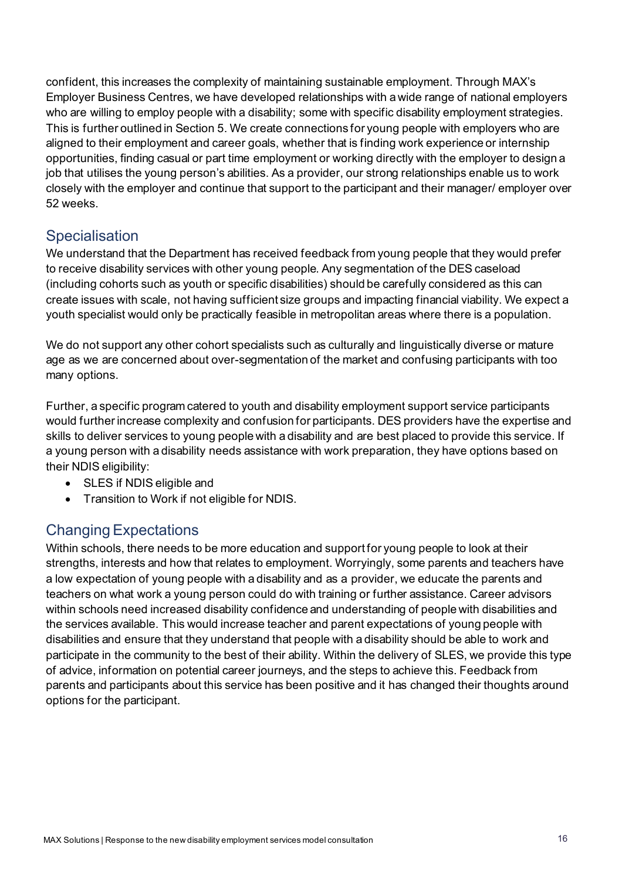confident, this increases the complexity of maintaining sustainable employment. Through MAX's Employer Business Centres, we have developed relationships with a wide range of national employers who are willing to employ people with a disability; some with specific disability employment strategies. This is further outlined in Section 5. We create connections for young people with employers who are aligned to their employment and career goals, whether that is finding work experience or internship opportunities, finding casual or part time employment or working directly with the employer to design a job that utilises the young person's abilities. As a provider, our strong relationships enable us to work closely with the employer and continue that support to the participant and their manager/ employer over 52 weeks.

## Specialisation

We understand that the Department has received feedback from young people that they would prefer to receive disability services with other young people. Any segmentation of the DES caseload (including cohorts such as youth or specific disabilities) should be carefully considered as this can create issues with scale, not having sufficient size groups and impacting financial viability. We expect a youth specialist would only be practically feasible in metropolitan areas where there is a population.

We do not support any other cohort specialists such as culturally and linguistically diverse or mature age as we are concerned about over-segmentation of the market and confusing participants with too many options.

Further, a specific program catered to youth and disability employment support service participants would further increase complexity and confusion for participants. DES providers have the expertise and skills to deliver services to young people with a disability and are best placed to provide this service. If a young person with a disability needs assistance with work preparation, they have options based on their NDIS eligibility:

- SLES if NDIS eligible and
- Transition to Work if not eligible for NDIS.

## Changing Expectations

Within schools, there needs to be more education and support for young people to look at their strengths, interests and how that relates to employment. Worryingly, some parents and teachers have a low expectation of young people with a disability and as a provider, we educate the parents and teachers on what work a young person could do with training or further assistance. Career advisors within schools need increased disability confidence and understanding of people with disabilities and the services available. This would increase teacher and parent expectations of young people with disabilities and ensure that they understand that people with a disability should be able to work and participate in the community to the best of their ability. Within the delivery of SLES, we provide this type of advice, information on potential career journeys, and the steps to achieve this. Feedback from parents and participants about this service has been positive and it has changed their thoughts around options for the participant.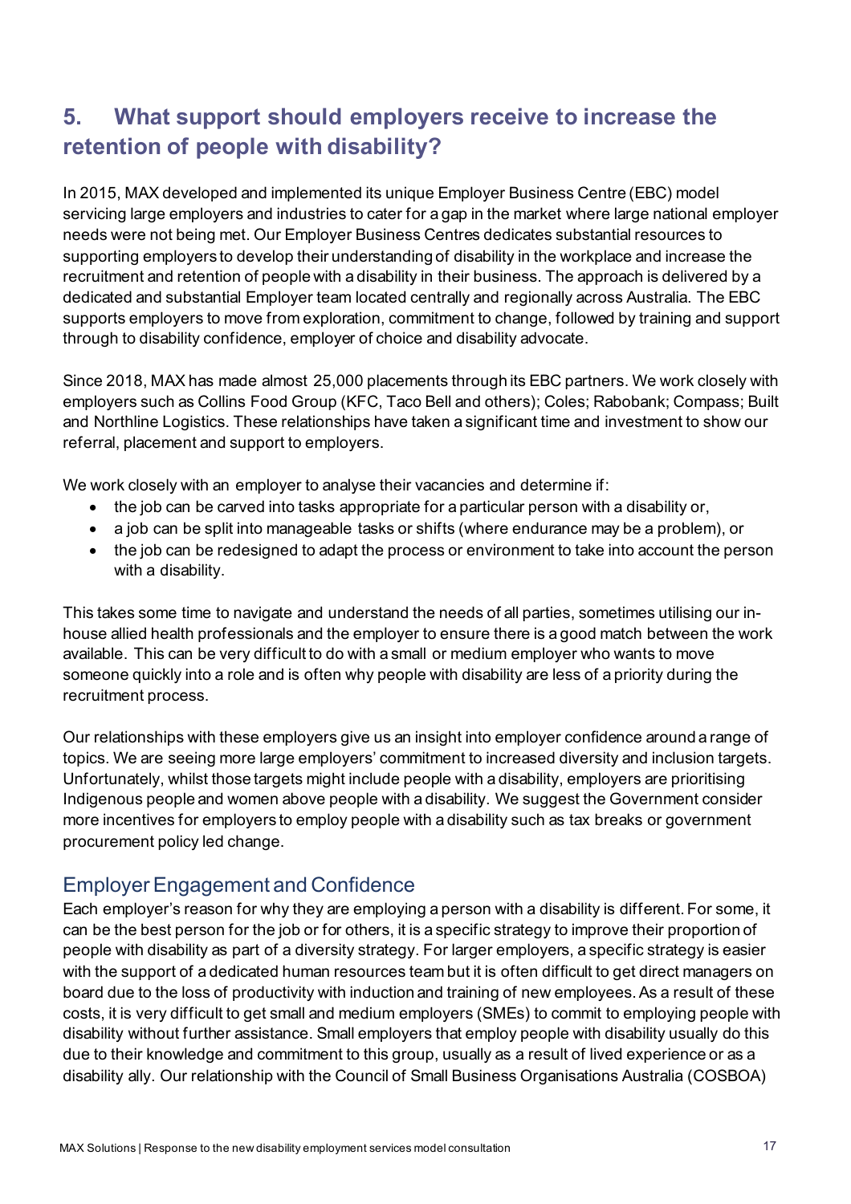## 5. What support should employers receive to increase the retention of people with disability?

In 2015, MAX developed and implemented its unique Employer Business Centre (EBC) model servicing large employers and industries to cater for a gap in the market where large national employer needs were not being met. Our Employer Business Centres dedicates substantial resources to supporting employers to develop their understanding of disability in the workplace and increase the recruitment and retention of people with a disability in their business. The approach is delivered by a dedicated and substantial Employer team located centrally and regionally across Australia. The EBC supports employers to move from exploration, commitment to change, followed by training and support through to disability confidence, employer of choice and disability advocate.

Since 2018, MAX has made almost 25,000 placements through its EBC partners. We work closely with employers such as Collins Food Group (KFC, Taco Bell and others); Coles; Rabobank; Compass; Built and Northline Logistics. These relationships have taken a significant time and investment to show our referral, placement and support to employers.

We work closely with an employer to analyse their vacancies and determine if:

- the job can be carved into tasks appropriate for a particular person with a disability or,
- a job can be split into manageable tasks or shifts (where endurance may be a problem), or
- the job can be redesigned to adapt the process or environment to take into account the person with a disability.

This takes some time to navigate and understand the needs of all parties, sometimes utilising our in-house allied health professionals and the employer to ensure there is a good match between the work available. This can be very difficult to do with a small or medium employer who wants to move someone quickly into a role and is often why people with disability are less of a priority during the recruitment process.

Our relationships with these employers give us an insight into employer confidence around a range of topics. We are seeing more large employers' commitment to increased diversity and inclusion targets. Unfortunately, whilst those targets might include people with a disability, employers are prioritising Indigenous people and women above people with a disability. We suggest the Government consider more incentives for employers to employ people with a disability such as tax breaks or government procurement policy led change.

### Employer Engagement and Confidence

Each employer's reason for why they are employing a person with a disability is different. For some, it can be the best person for the job or for others, it is a specific strategy to improve their proportion of people with disability as part of a diversity strategy. For larger employers, a specific strategy is easier with the support of a dedicated human resources team but it is often difficult to get direct managers on board due to the loss of productivity with induction and training of new employees. As a result of these costs, it is very difficult to get small and medium employers (SMEs) to commit to employing people with disability without further assistance. Small employers that employ people with disability usually do this due to their knowledge and commitment to this group, usually as a result of lived experience or as a disability ally. Our relationship with the Council of Small Business Organisations Australia (COSBOA)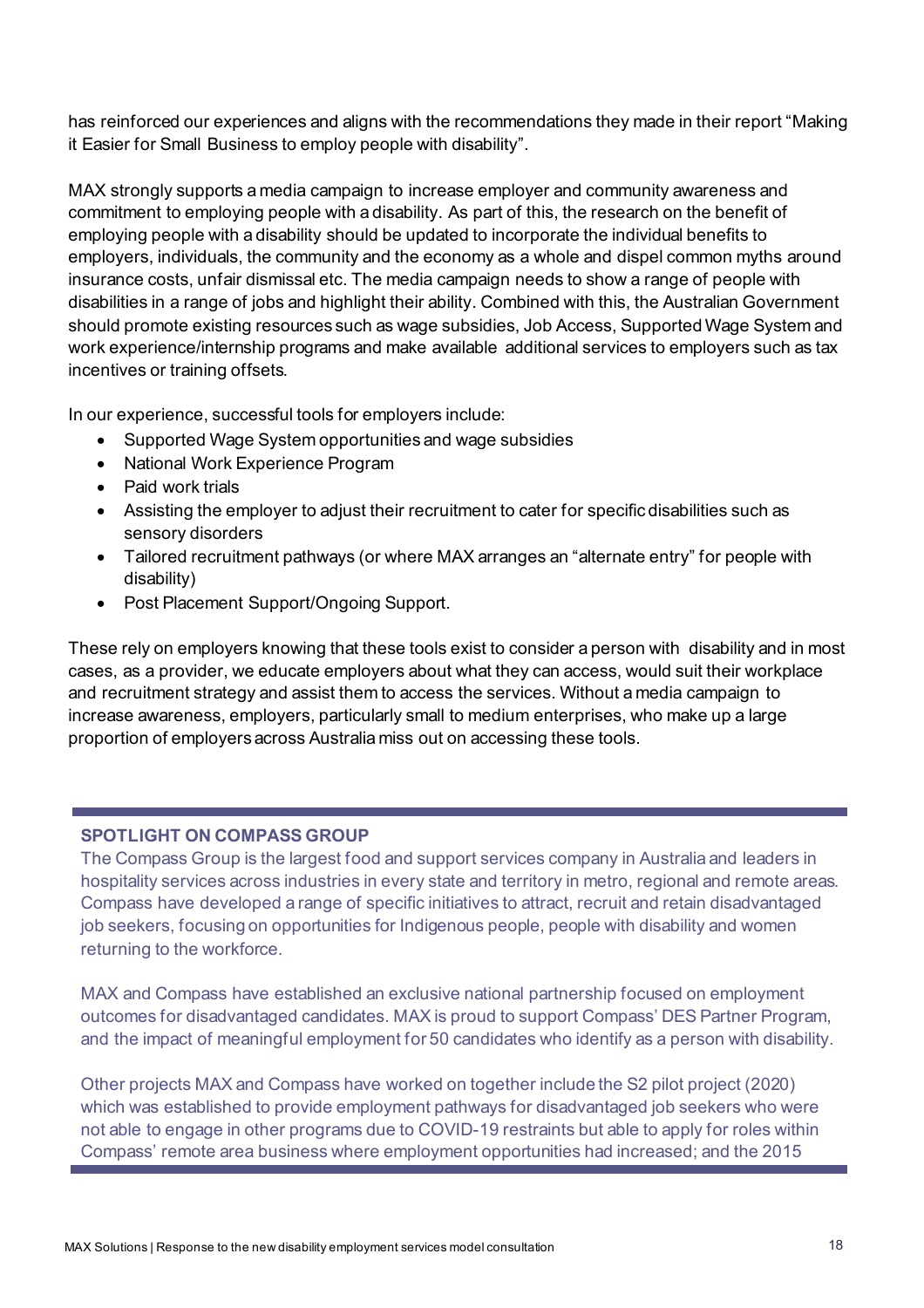has reinforced our experiences and aligns with the recommendations they made in their report "Making it Easier for Small Business to employ people with disability".

MAX strongly supports a media campaign to increase employer and community awareness and commitment to employing people with a disability. As part of this, the research on the benefit of employing people with a disability should be updated to incorporate the individual benefits to employers, individuals, the community and the economy as a whole and dispel common myths around insurance costs, unfair dismissal etc. The media campaign needs to show a range of people with disabilities in a range of jobs and highlight their ability. Combined with this, the Australian Government should promote existing resources such as wage subsidies, Job Access, Supported Wage System and work experience/internship programs and make available additional services to employers such as tax incentives or training offsets.

In our experience, successful tools for employers include:

- Supported Wage System opportunities and wage subsidies
- National Work Experience Program
- Paid work trials
- Assisting the employer to adjust their recruitment to cater for specific disabilities such as sensory disorders
- Tailored recruitment pathways (or where MAX arranges an "alternate entry" for people with disability)
- Post Placement Support/Ongoing Support.

These rely on employers knowing that these tools exist to consider a person with disability and in most cases, as a provider, we educate employers about what they can access, would suit their workplace and recruitment strategy and assist them to access the services. Without a media campaign to increase awareness, employers, particularly small to medium enterprises, who make up a large proportion of employers across Australia miss out on accessing these tools.

---

**SPOTLIGHT ON COMPASS GROUP**

The Compass Group is the largest food and support services company in Australia and leaders in hospitality services across industries in every state and territory in metro, regional and remote areas. Compass have developed a range of specific initiatives to attract, recruit and retain disadvantaged job seekers, focusing on opportunities for Indigenous people, people with disability and women returning to the workforce.

MAX and Compass have established an exclusive national partnership focused on employment outcomes for disadvantaged candidates. MAX is proud to support Compass' DES Partner Program, and the impact of meaningful employment for 50 candidates who identify as a person with disability.

Other projects MAX and Compass have worked on together include the S2 pilot project (2020) which was established to provide employment pathways for disadvantaged job seekers who were not able to engage in other programs due to COVID-19 restraints but able to apply for roles within Compass' remote area business where employment opportunities had increased; and the 2015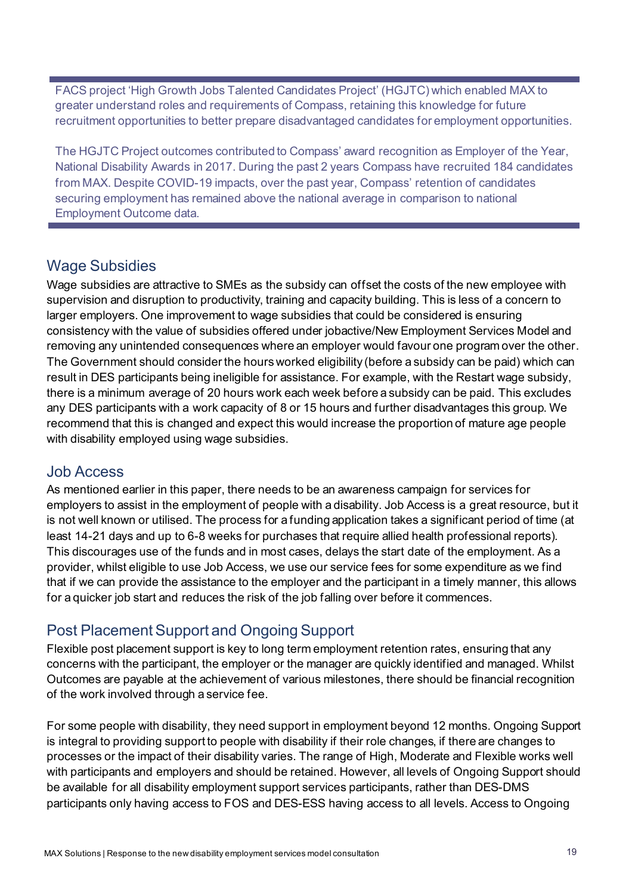FACS project 'High Growth Jobs Talented Candidates Project' (HGJTC) which enabled MAX to greater understand roles and requirements of Compass, retaining this knowledge for future recruitment opportunities to better prepare disadvantaged candidates for employment opportunities.

The HGJTC Project outcomes contributed to Compass' award recognition as Employer of the Year, National Disability Awards in 2017. During the past 2 years Compass have recruited 184 candidates from MAX. Despite COVID-19 impacts, over the past year, Compass' retention of candidates securing employment has remained above the national average in comparison to national Employment Outcome data.

## Wage Subsidies

Wage subsidies are attractive to SMEs as the subsidy can offset the costs of the new employee with supervision and disruption to productivity, training and capacity building. This is less of a concern to larger employers. One improvement to wage subsidies that could be considered is ensuring consistency with the value of subsidies offered under jobactive/New Employment Services Model and removing any unintended consequences where an employer would favour one program over the other. The Government should consider the hours worked eligibility (before a subsidy can be paid) which can result in DES participants being ineligible for assistance. For example, with the Restart wage subsidy, there is a minimum average of 20 hours work each week before a subsidy can be paid. This excludes any DES participants with a work capacity of 8 or 15 hours and further disadvantages this group. We recommend that this is changed and expect this would increase the proportion of mature age people with disability employed using wage subsidies.

## Job Access

As mentioned earlier in this paper, there needs to be an awareness campaign for services for employers to assist in the employment of people with a disability. Job Access is a great resource, but it is not well known or utilised. The process for a funding application takes a significant period of time (at least 14-21 days and up to 6-8 weeks for purchases that require allied health professional reports). This discourages use of the funds and in most cases, delays the start date of the employment. As a provider, whilst eligible to use Job Access, we use our service fees for some expenditure as we find that if we can provide the assistance to the employer and the participant in a timely manner, this allows for a quicker job start and reduces the risk of the job falling over before it commences.

## Post Placement Support and Ongoing Support

Flexible post placement support is key to long term employment retention rates, ensuring that any concerns with the participant, the employer or the manager are quickly identified and managed. Whilst Outcomes are payable at the achievement of various milestones, there should be financial recognition of the work involved through a service fee.

For some people with disability, they need support in employment beyond 12 months. Ongoing Support is integral to providing support to people with disability if their role changes, if there are changes to processes or the impact of their disability varies. The range of High, Moderate and Flexible works well with participants and employers and should be retained. However, all levels of Ongoing Support should be available for all disability employment support services participants, rather than DES-DMS participants only having access to FOS and DES-ESS having access to all levels. Access to Ongoing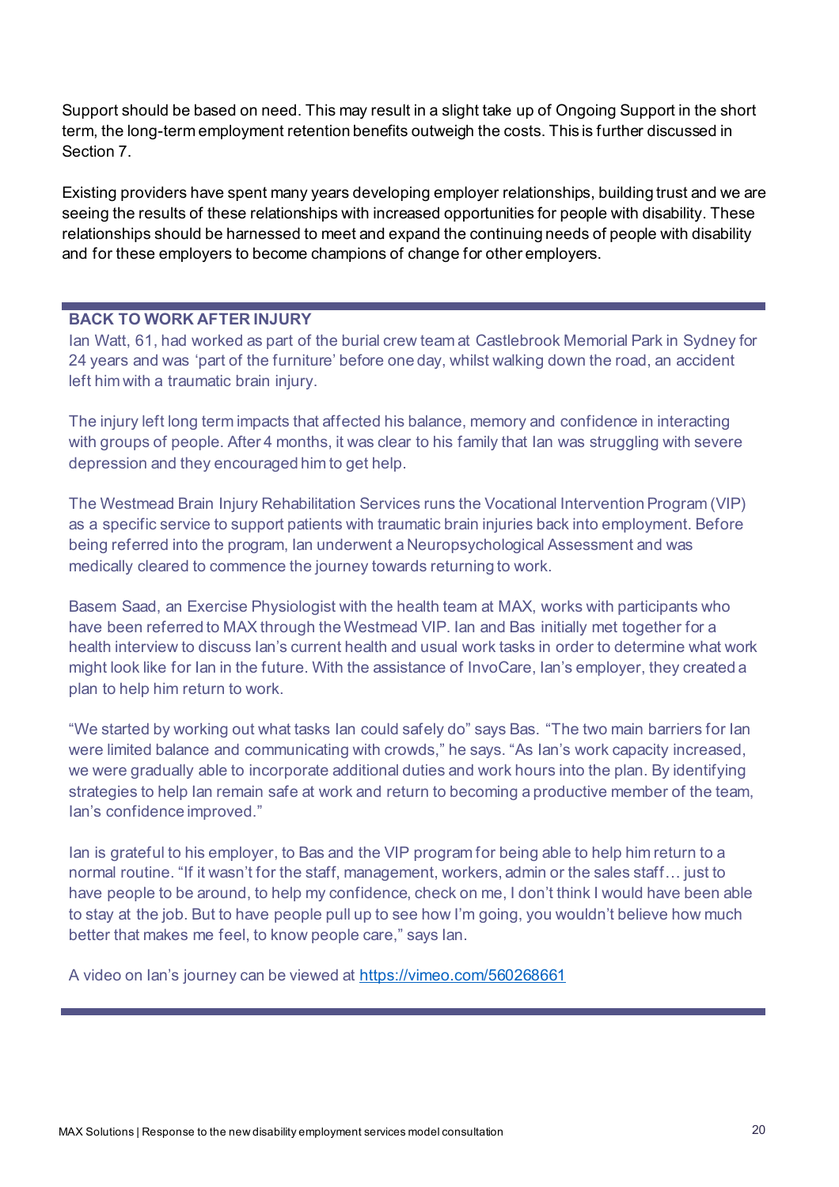Support should be based on need. This may result in a slight take up of Ongoing Support in the short term, the long-term employment retention benefits outweigh the costs. This is further discussed in Section 7.

Existing providers have spent many years developing employer relationships, building trust and we are seeing the results of these relationships with increased opportunities for people with disability. These relationships should be harnessed to meet and expand the continuing needs of people with disability and for these employers to become champions of change for other employers.

---

**BACK TO WORK AFTER INJURY**

Ian Watt, 61, had worked as part of the burial crew team at Castlebrook Memorial Park in Sydney for 24 years and was 'part of the furniture' before one day, whilst walking down the road, an accident left him with a traumatic brain injury.

The injury left long term impacts that affected his balance, memory and confidence in interacting with groups of people. After 4 months, it was clear to his family that Ian was struggling with severe depression and they encouraged him to get help.

The Westmead Brain Injury Rehabilitation Services runs the Vocational Intervention Program (VIP) as a specific service to support patients with traumatic brain injuries back into employment. Before being referred into the program, Ian underwent a Neuropsychological Assessment and was medically cleared to commence the journey towards returning to work.

Basem Saad, an Exercise Physiologist with the health team at MAX, works with participants who have been referred to MAX through the Westmead VIP. Ian and Bas initially met together for a health interview to discuss Ian's current health and usual work tasks in order to determine what work might look like for Ian in the future. With the assistance of InvoCare, Ian's employer, they created a plan to help him return to work.

"We started by working out what tasks Ian could safely do" says Bas. "The two main barriers for Ian were limited balance and communicating with crowds," he says. "As Ian's work capacity increased, we were gradually able to incorporate additional duties and work hours into the plan. By identifying strategies to help Ian remain safe at work and return to becoming a productive member of the team, Ian's confidence improved."

Ian is grateful to his employer, to Bas and the VIP program for being able to help him return to a normal routine. "If it wasn't for the staff, management, workers, admin or the sales staff… just to have people to be around, to help my confidence, check on me, I don't think I would have been able to stay at the job. But to have people pull up to see how I'm going, you wouldn't believe how much better that makes me feel, to know people care," says Ian.

A video on Ian's journey can be viewed at [https://vimeo.com/560268661](https://vimeo.com/560268661)

---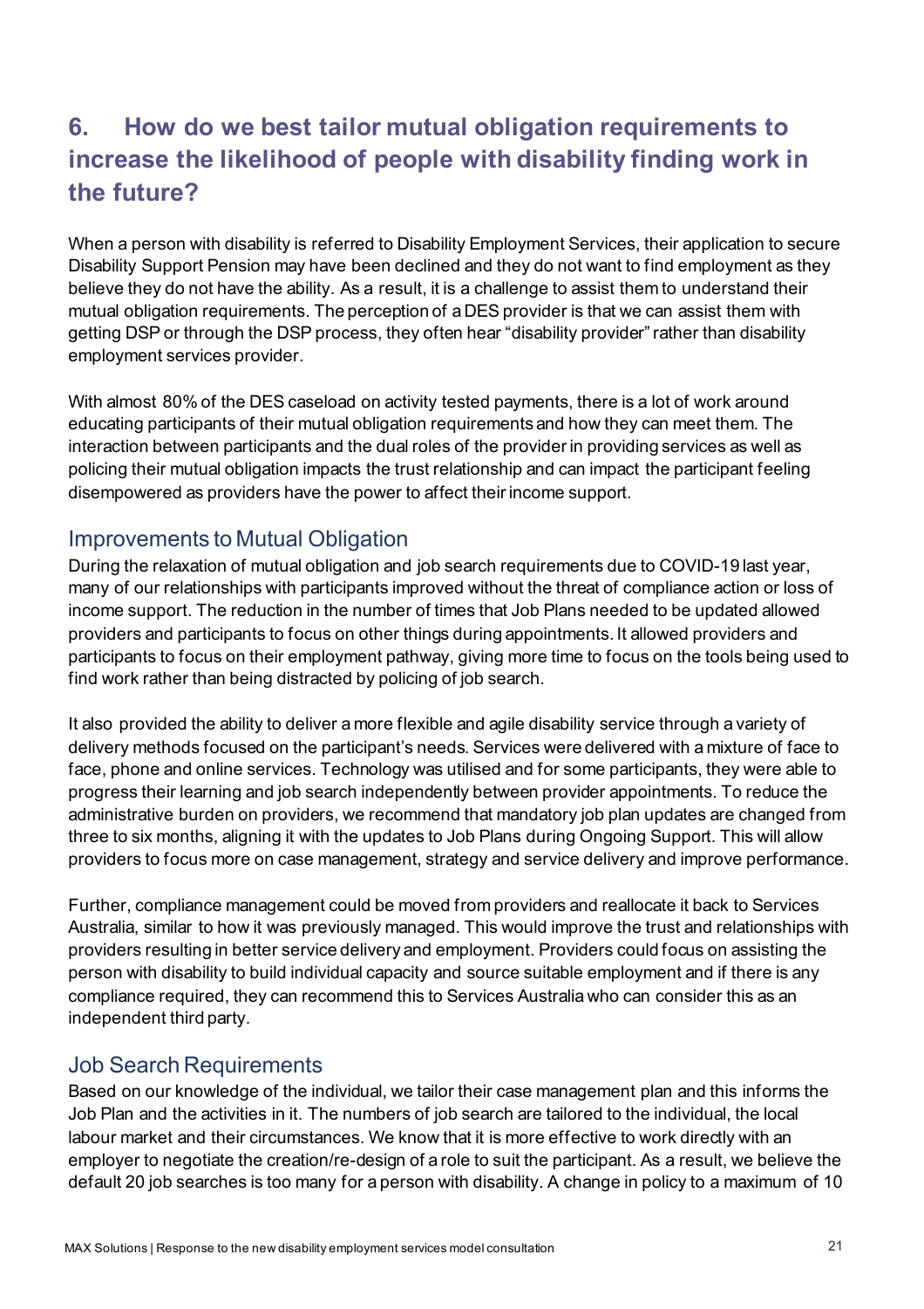## 6. How do we best tailor mutual obligation requirements to increase the likelihood of people with disability finding work in the future?

When a person with disability is referred to Disability Employment Services, their application to secure Disability Support Pension may have been declined and they do not want to find employment as they believe they do not have the ability. As a result, it is a challenge to assist them to understand their mutual obligation requirements. The perception of a DES provider is that we can assist them with getting DSP or through the DSP process, they often hear "disability provider" rather than disability employment services provider.

With almost 80% of the DES caseload on activity tested payments, there is a lot of work around educating participants of their mutual obligation requirements and how they can meet them. The interaction between participants and the dual roles of the provider in providing services as well as policing their mutual obligation impacts the trust relationship and can impact the participant feeling disempowered as providers have the power to affect their income support.

### Improvements to Mutual Obligation

During the relaxation of mutual obligation and job search requirements due to COVID-19 last year, many of our relationships with participants improved without the threat of compliance action or loss of income support. The reduction in the number of times that Job Plans needed to be updated allowed providers and participants to focus on other things during appointments. It allowed providers and participants to focus on their employment pathway, giving more time to focus on the tools being used to find work rather than being distracted by policing of job search.

It also provided the ability to deliver a more flexible and agile disability service through a variety of delivery methods focused on the participant's needs. Services were delivered with a mixture of face to face, phone and online services. Technology was utilised and for some participants, they were able to progress their learning and job search independently between provider appointments. To reduce the administrative burden on providers, we recommend that mandatory job plan updates are changed from three to six months, aligning it with the updates to Job Plans during Ongoing Support. This will allow providers to focus more on case management, strategy and service delivery and improve performance.

Further, compliance management could be moved from providers and reallocate it back to Services Australia, similar to how it was previously managed. This would improve the trust and relationships with providers resulting in better service delivery and employment. Providers could focus on assisting the person with disability to build individual capacity and source suitable employment and if there is any compliance required, they can recommend this to Services Australia who can consider this as an independent third party.

### Job Search Requirements

Based on our knowledge of the individual, we tailor their case management plan and this informs the Job Plan and the activities in it. The numbers of job search are tailored to the individual, the local labour market and their circumstances. We know that it is more effective to work directly with an employer to negotiate the creation/re-design of a role to suit the participant. As a result, we believe the default 20 job searches is too many for a person with disability. A change in policy to a maximum of 10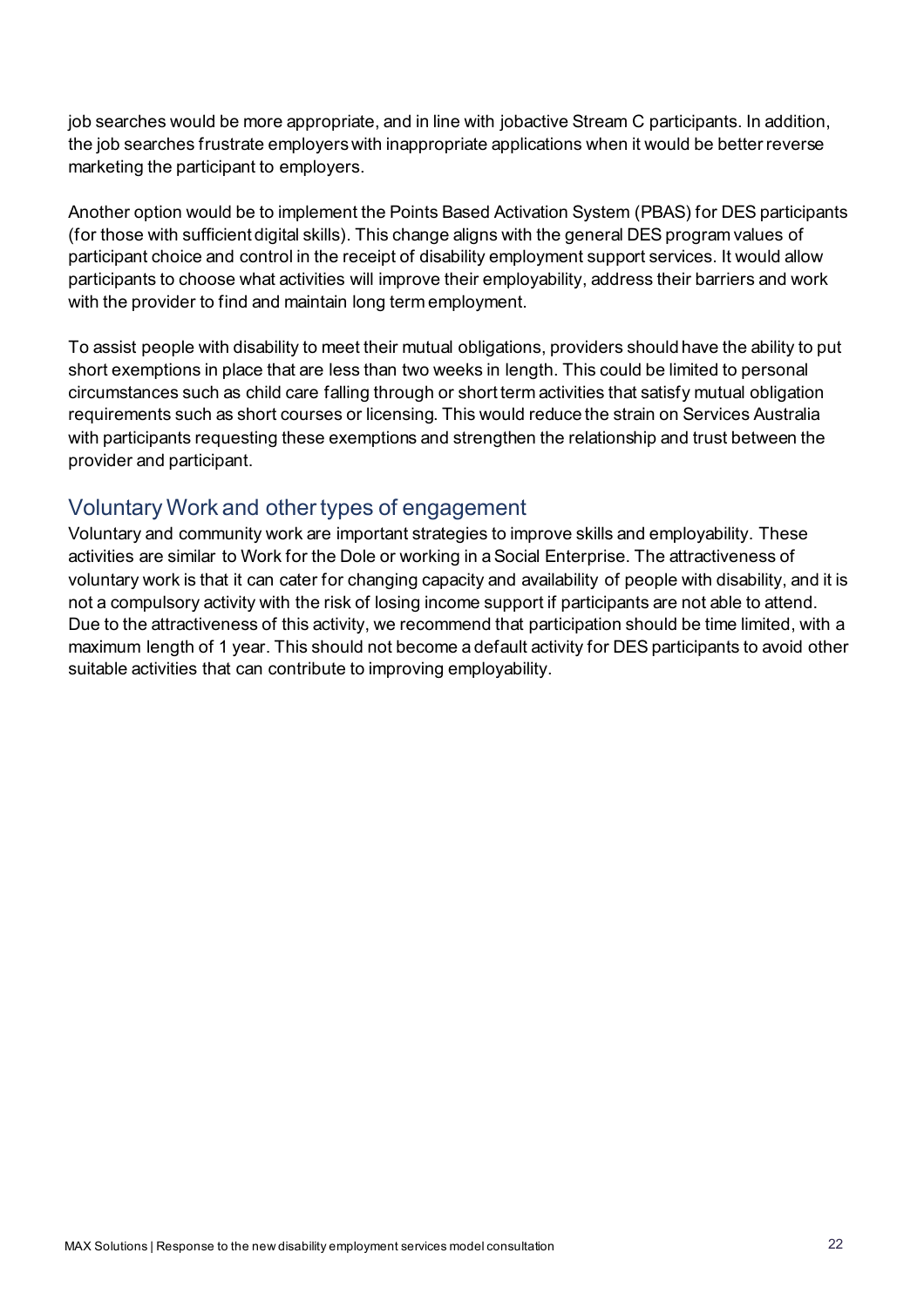job searches would be more appropriate, and in line with jobactive Stream C participants. In addition, the job searches frustrate employers with inappropriate applications when it would be better reverse marketing the participant to employers.

Another option would be to implement the Points Based Activation System (PBAS) for DES participants (for those with sufficient digital skills). This change aligns with the general DES program values of participant choice and control in the receipt of disability employment support services. It would allow participants to choose what activities will improve their employability, address their barriers and work with the provider to find and maintain long term employment.

To assist people with disability to meet their mutual obligations, providers should have the ability to put short exemptions in place that are less than two weeks in length. This could be limited to personal circumstances such as child care falling through or short term activities that satisfy mutual obligation requirements such as short courses or licensing. This would reduce the strain on Services Australia with participants requesting these exemptions and strengthen the relationship and trust between the provider and participant.

## Voluntary Work and other types of engagement

Voluntary and community work are important strategies to improve skills and employability. These activities are similar to Work for the Dole or working in a Social Enterprise. The attractiveness of voluntary work is that it can cater for changing capacity and availability of people with disability, and it is not a compulsory activity with the risk of losing income support if participants are not able to attend. Due to the attractiveness of this activity, we recommend that participation should be time limited, with a maximum length of 1 year. This should not become a default activity for DES participants to avoid other suitable activities that can contribute to improving employability.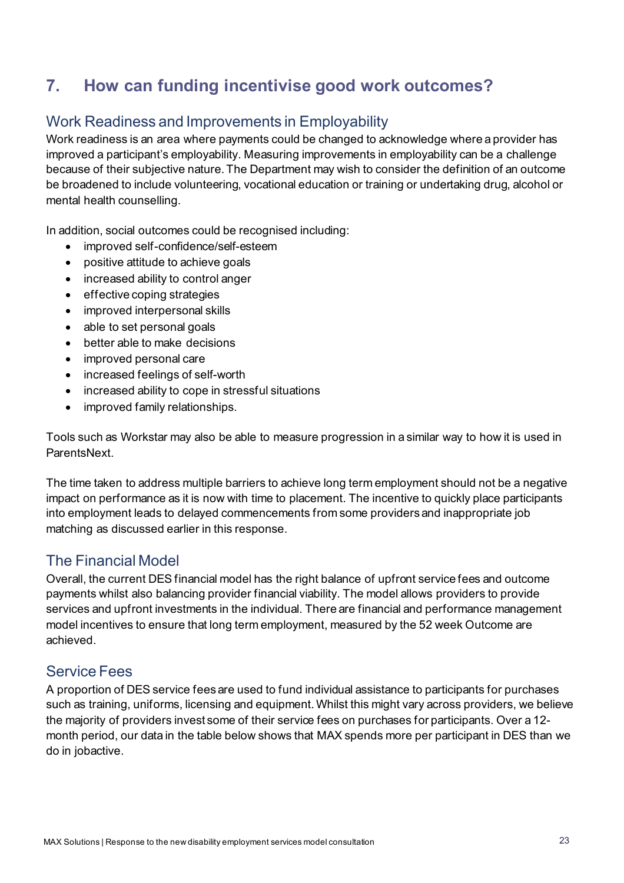## 7. How can funding incentivise good work outcomes?

### Work Readiness and Improvements in Employability

Work readiness is an area where payments could be changed to acknowledge where a provider has improved a participant's employability. Measuring improvements in employability can be a challenge because of their subjective nature. The Department may wish to consider the definition of an outcome be broadened to include volunteering, vocational education or training or undertaking drug, alcohol or mental health counselling.

In addition, social outcomes could be recognised including:

- improved self-confidence/self-esteem
- positive attitude to achieve goals
- increased ability to control anger
- effective coping strategies
- improved interpersonal skills
- able to set personal goals
- better able to make decisions
- improved personal care
- increased feelings of self-worth
- increased ability to cope in stressful situations
- improved family relationships.

Tools such as Workstar may also be able to measure progression in a similar way to how it is used in ParentsNext.

The time taken to address multiple barriers to achieve long term employment should not be a negative impact on performance as it is now with time to placement. The incentive to quickly place participants into employment leads to delayed commencements from some providers and inappropriate job matching as discussed earlier in this response.

### The Financial Model

Overall, the current DES financial model has the right balance of upfront service fees and outcome payments whilst also balancing provider financial viability. The model allows providers to provide services and upfront investments in the individual. There are financial and performance management model incentives to ensure that long term employment, measured by the 52 week Outcome are achieved.

### Service Fees

A proportion of DES service fees are used to fund individual assistance to participants for purchases such as training, uniforms, licensing and equipment. Whilst this might vary across providers, we believe the majority of providers invest some of their service fees on purchases for participants. Over a 12-month period, our data in the table below shows that MAX spends more per participant in DES than we do in jobactive.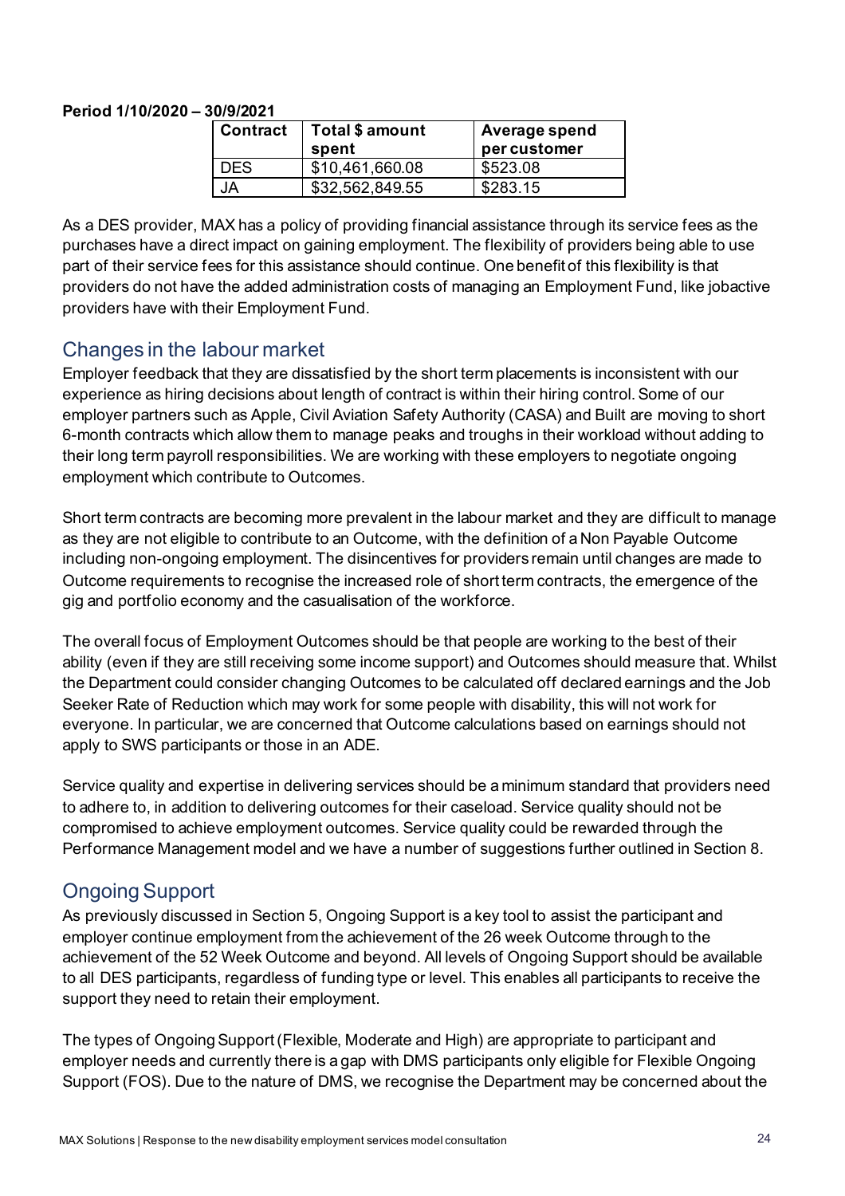**Period 1/10/2020 – 30/9/2021**

| Contract | Total $ amount spent | Average spend per customer |
|---|---|---|
| DES | $10,461,660.08 | $523.08 |
| JA | $32,562,849.55 | $283.15 |

As a DES provider, MAX has a policy of providing financial assistance through its service fees as the purchases have a direct impact on gaining employment. The flexibility of providers being able to use part of their service fees for this assistance should continue. One benefit of this flexibility is that providers do not have the added administration costs of managing an Employment Fund, like jobactive providers have with their Employment Fund.

## Changes in the labour market

Employer feedback that they are dissatisfied by the short term placements is inconsistent with our experience as hiring decisions about length of contract is within their hiring control. Some of our employer partners such as Apple, Civil Aviation Safety Authority (CASA) and Built are moving to short 6-month contracts which allow them to manage peaks and troughs in their workload without adding to their long term payroll responsibilities. We are working with these employers to negotiate ongoing employment which contribute to Outcomes.

Short term contracts are becoming more prevalent in the labour market and they are difficult to manage as they are not eligible to contribute to an Outcome, with the definition of a Non Payable Outcome including non-ongoing employment. The disincentives for providers remain until changes are made to Outcome requirements to recognise the increased role of short term contracts, the emergence of the gig and portfolio economy and the casualisation of the workforce.

The overall focus of Employment Outcomes should be that people are working to the best of their ability (even if they are still receiving some income support) and Outcomes should measure that. Whilst the Department could consider changing Outcomes to be calculated off declared earnings and the Job Seeker Rate of Reduction which may work for some people with disability, this will not work for everyone. In particular, we are concerned that Outcome calculations based on earnings should not apply to SWS participants or those in an ADE.

Service quality and expertise in delivering services should be a minimum standard that providers need to adhere to, in addition to delivering outcomes for their caseload. Service quality should not be compromised to achieve employment outcomes. Service quality could be rewarded through the Performance Management model and we have a number of suggestions further outlined in Section 8.

## Ongoing Support

As previously discussed in Section 5, Ongoing Support is a key tool to assist the participant and employer continue employment from the achievement of the 26 week Outcome through to the achievement of the 52 Week Outcome and beyond. All levels of Ongoing Support should be available to all DES participants, regardless of funding type or level. This enables all participants to receive the support they need to retain their employment.

The types of Ongoing Support (Flexible, Moderate and High) are appropriate to participant and employer needs and currently there is a gap with DMS participants only eligible for Flexible Ongoing Support (FOS). Due to the nature of DMS, we recognise the Department may be concerned about the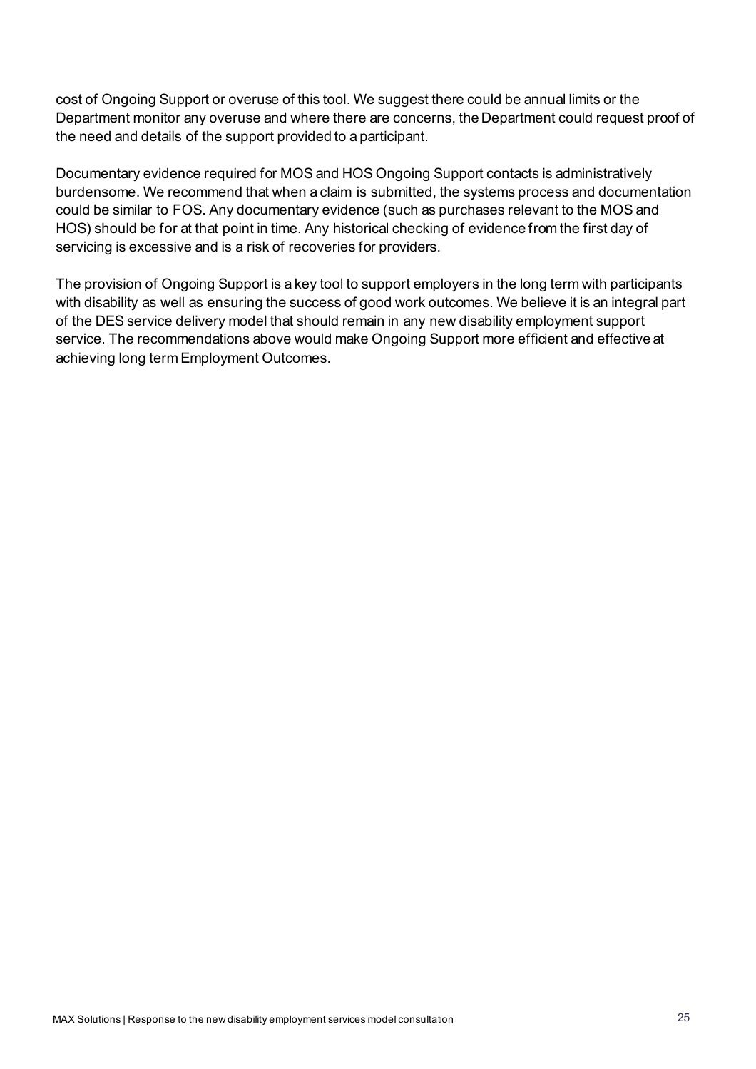cost of Ongoing Support or overuse of this tool. We suggest there could be annual limits or the Department monitor any overuse and where there are concerns, the Department could request proof of the need and details of the support provided to a participant.

Documentary evidence required for MOS and HOS Ongoing Support contacts is administratively burdensome. We recommend that when a claim is submitted, the systems process and documentation could be similar to FOS. Any documentary evidence (such as purchases relevant to the MOS and HOS) should be for at that point in time. Any historical checking of evidence from the first day of servicing is excessive and is a risk of recoveries for providers.

The provision of Ongoing Support is a key tool to support employers in the long term with participants with disability as well as ensuring the success of good work outcomes. We believe it is an integral part of the DES service delivery model that should remain in any new disability employment support service. The recommendations above would make Ongoing Support more efficient and effective at achieving long term Employment Outcomes.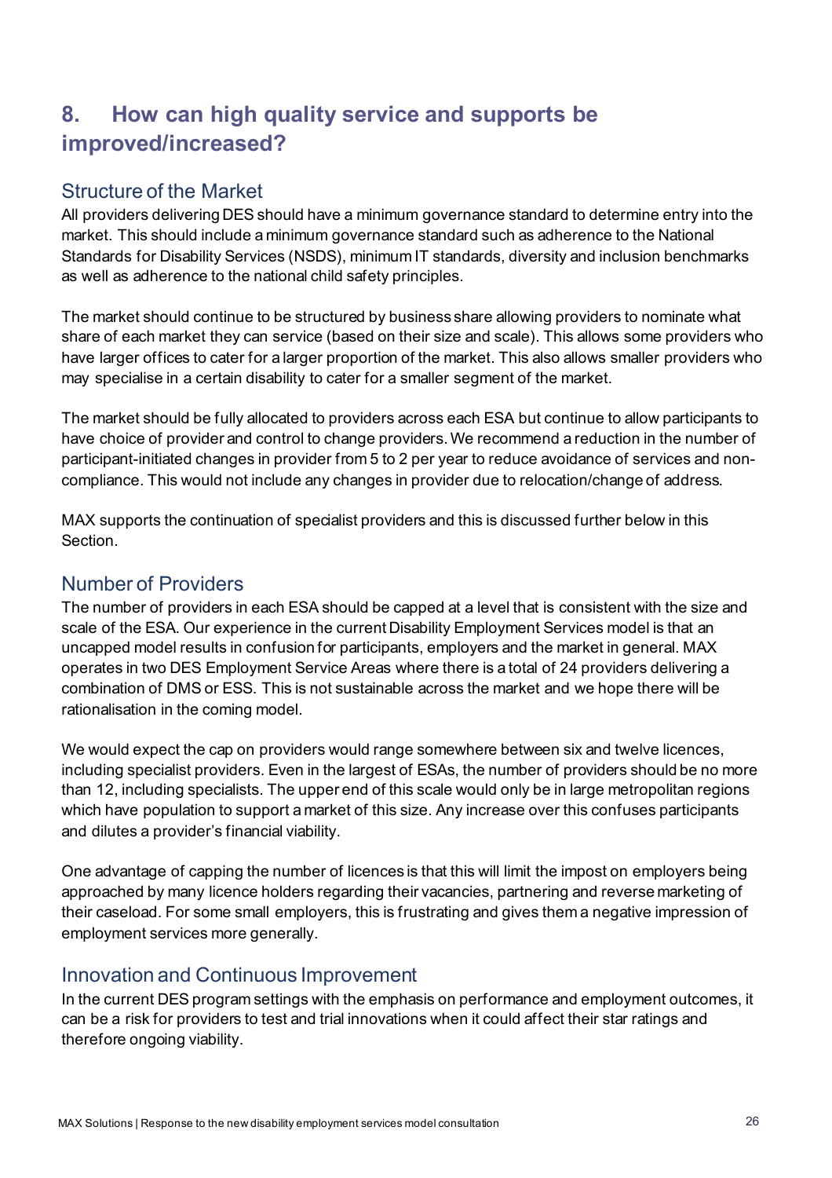## 8. How can high quality service and supports be improved/increased?

### Structure of the Market

All providers delivering DES should have a minimum governance standard to determine entry into the market. This should include a minimum governance standard such as adherence to the National Standards for Disability Services (NSDS), minimum IT standards, diversity and inclusion benchmarks as well as adherence to the national child safety principles.

The market should continue to be structured by business share allowing providers to nominate what share of each market they can service (based on their size and scale). This allows some providers who have larger offices to cater for a larger proportion of the market. This also allows smaller providers who may specialise in a certain disability to cater for a smaller segment of the market.

The market should be fully allocated to providers across each ESA but continue to allow participants to have choice of provider and control to change providers. We recommend a reduction in the number of participant-initiated changes in provider from 5 to 2 per year to reduce avoidance of services and non-compliance. This would not include any changes in provider due to relocation/change of address.

MAX supports the continuation of specialist providers and this is discussed further below in this Section.

### Number of Providers

The number of providers in each ESA should be capped at a level that is consistent with the size and scale of the ESA. Our experience in the current Disability Employment Services model is that an uncapped model results in confusion for participants, employers and the market in general. MAX operates in two DES Employment Service Areas where there is a total of 24 providers delivering a combination of DMS or ESS. This is not sustainable across the market and we hope there will be rationalisation in the coming model.

We would expect the cap on providers would range somewhere between six and twelve licences, including specialist providers. Even in the largest of ESAs, the number of providers should be no more than 12, including specialists. The upper end of this scale would only be in large metropolitan regions which have population to support a market of this size. Any increase over this confuses participants and dilutes a provider's financial viability.

One advantage of capping the number of licences is that this will limit the impost on employers being approached by many licence holders regarding their vacancies, partnering and reverse marketing of their caseload. For some small employers, this is frustrating and gives them a negative impression of employment services more generally.

### Innovation and Continuous Improvement

In the current DES program settings with the emphasis on performance and employment outcomes, it can be a risk for providers to test and trial innovations when it could affect their star ratings and therefore ongoing viability.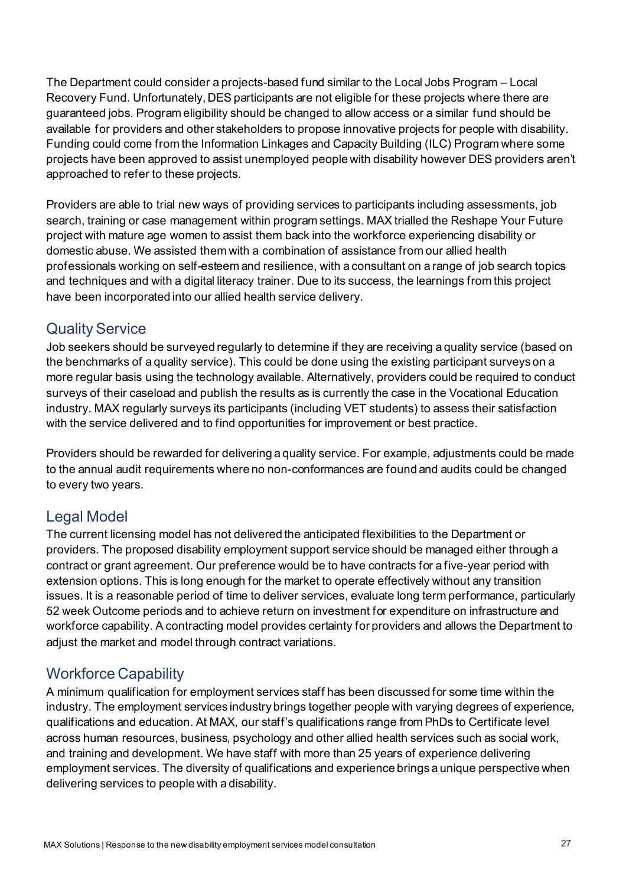The Department could consider a projects-based fund similar to the Local Jobs Program – Local Recovery Fund. Unfortunately, DES participants are not eligible for these projects where there are guaranteed jobs. Program eligibility should be changed to allow access or a similar fund should be available for providers and other stakeholders to propose innovative projects for people with disability. Funding could come from the Information Linkages and Capacity Building (ILC) Program where some projects have been approved to assist unemployed people with disability however DES providers aren't approached to refer to these projects.

Providers are able to trial new ways of providing services to participants including assessments, job search, training or case management within program settings. MAX trialled the Reshape Your Future project with mature age women to assist them back into the workforce experiencing disability or domestic abuse. We assisted them with a combination of assistance from our allied health professionals working on self-esteem and resilience, with a consultant on a range of job search topics and techniques and with a digital literacy trainer. Due to its success, the learnings from this project have been incorporated into our allied health service delivery.

## Quality Service

Job seekers should be surveyed regularly to determine if they are receiving a quality service (based on the benchmarks of a quality service). This could be done using the existing participant surveys on a more regular basis using the technology available. Alternatively, providers could be required to conduct surveys of their caseload and publish the results as is currently the case in the Vocational Education industry. MAX regularly surveys its participants (including VET students) to assess their satisfaction with the service delivered and to find opportunities for improvement or best practice.

Providers should be rewarded for delivering a quality service. For example, adjustments could be made to the annual audit requirements where no non-conformances are found and audits could be changed to every two years.

## Legal Model

The current licensing model has not delivered the anticipated flexibilities to the Department or providers. The proposed disability employment support service should be managed either through a contract or grant agreement. Our preference would be to have contracts for a five-year period with extension options. This is long enough for the market to operate effectively without any transition issues. It is a reasonable period of time to deliver services, evaluate long term performance, particularly 52 week Outcome periods and to achieve return on investment for expenditure on infrastructure and workforce capability. A contracting model provides certainty for providers and allows the Department to adjust the market and model through contract variations.

## Workforce Capability

A minimum qualification for employment services staff has been discussed for some time within the industry. The employment services industry brings together people with varying degrees of experience, qualifications and education. At MAX, our staff's qualifications range from PhDs to Certificate level across human resources, business, psychology and other allied health services such as social work, and training and development. We have staff with more than 25 years of experience delivering employment services. The diversity of qualifications and experience brings a unique perspective when delivering services to people with a disability.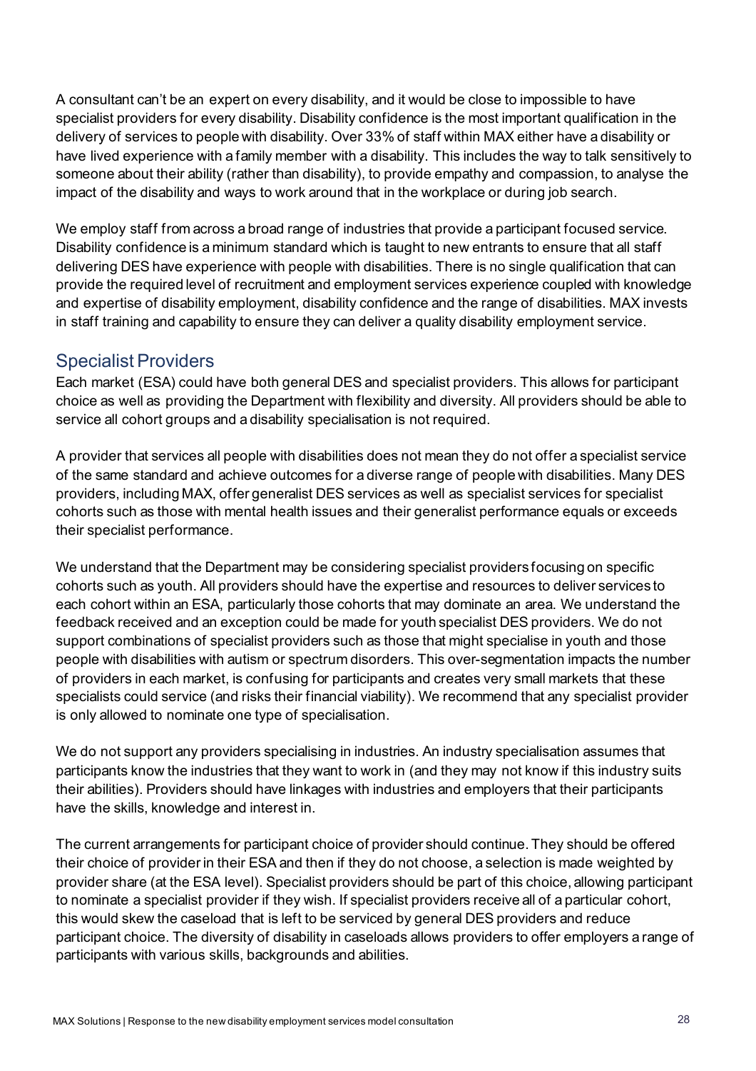A consultant can't be an expert on every disability, and it would be close to impossible to have specialist providers for every disability. Disability confidence is the most important qualification in the delivery of services to people with disability. Over 33% of staff within MAX either have a disability or have lived experience with a family member with a disability. This includes the way to talk sensitively to someone about their ability (rather than disability), to provide empathy and compassion, to analyse the impact of the disability and ways to work around that in the workplace or during job search.

We employ staff from across a broad range of industries that provide a participant focused service. Disability confidence is a minimum standard which is taught to new entrants to ensure that all staff delivering DES have experience with people with disabilities. There is no single qualification that can provide the required level of recruitment and employment services experience coupled with knowledge and expertise of disability employment, disability confidence and the range of disabilities. MAX invests in staff training and capability to ensure they can deliver a quality disability employment service.

## Specialist Providers

Each market (ESA) could have both general DES and specialist providers. This allows for participant choice as well as providing the Department with flexibility and diversity. All providers should be able to service all cohort groups and a disability specialisation is not required.

A provider that services all people with disabilities does not mean they do not offer a specialist service of the same standard and achieve outcomes for a diverse range of people with disabilities. Many DES providers, including MAX, offer generalist DES services as well as specialist services for specialist cohorts such as those with mental health issues and their generalist performance equals or exceeds their specialist performance.

We understand that the Department may be considering specialist providers focusing on specific cohorts such as youth. All providers should have the expertise and resources to deliver services to each cohort within an ESA, particularly those cohorts that may dominate an area. We understand the feedback received and an exception could be made for youth specialist DES providers. We do not support combinations of specialist providers such as those that might specialise in youth and those people with disabilities with autism or spectrum disorders. This over-segmentation impacts the number of providers in each market, is confusing for participants and creates very small markets that these specialists could service (and risks their financial viability). We recommend that any specialist provider is only allowed to nominate one type of specialisation.

We do not support any providers specialising in industries. An industry specialisation assumes that participants know the industries that they want to work in (and they may not know if this industry suits their abilities). Providers should have linkages with industries and employers that their participants have the skills, knowledge and interest in.

The current arrangements for participant choice of provider should continue. They should be offered their choice of provider in their ESA and then if they do not choose, a selection is made weighted by provider share (at the ESA level). Specialist providers should be part of this choice, allowing participant to nominate a specialist provider if they wish. If specialist providers receive all of a particular cohort, this would skew the caseload that is left to be serviced by general DES providers and reduce participant choice. The diversity of disability in caseloads allows providers to offer employers a range of participants with various skills, backgrounds and abilities.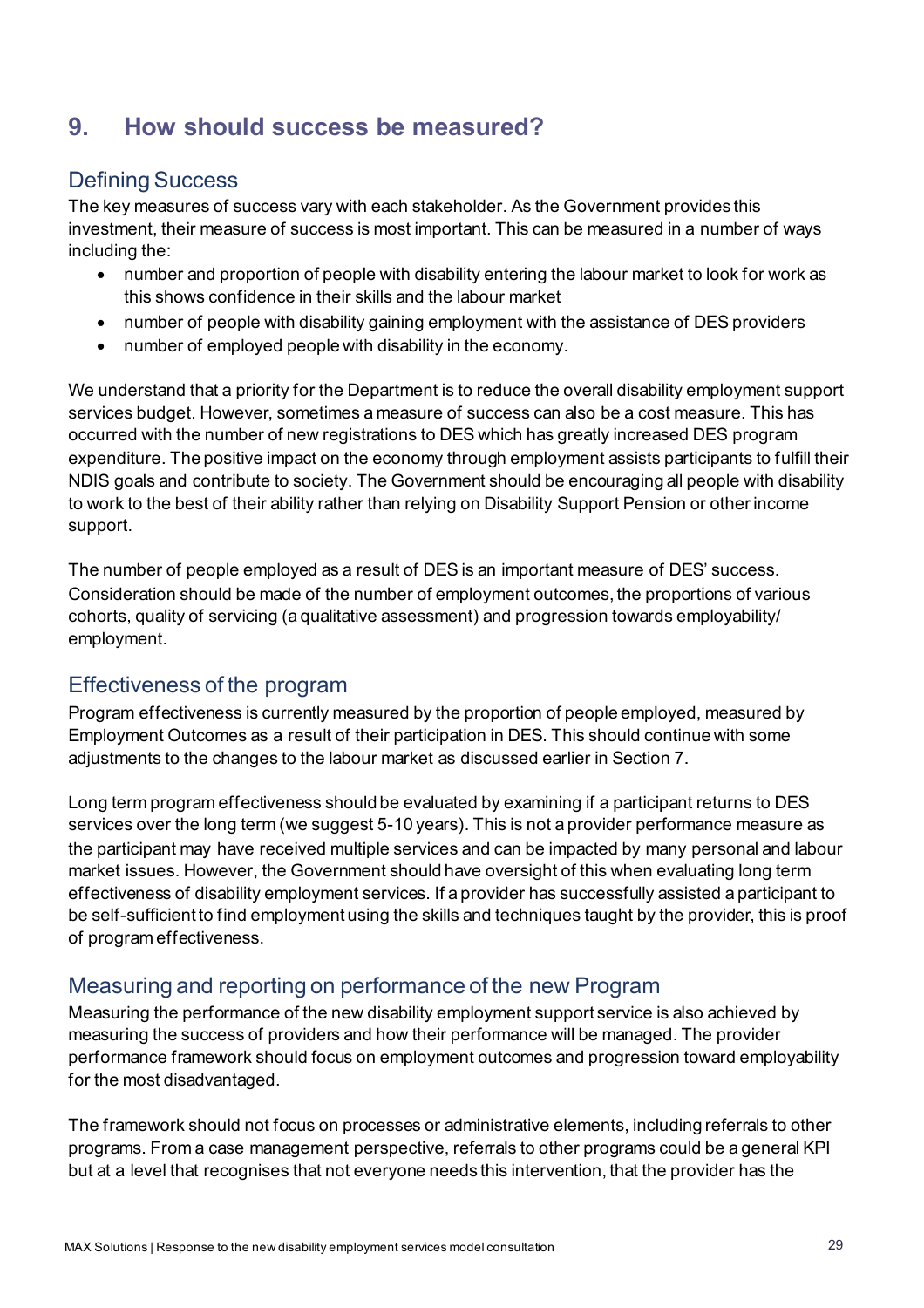# 9. How should success be measured?

## Defining Success

The key measures of success vary with each stakeholder. As the Government provides this investment, their measure of success is most important. This can be measured in a number of ways including the:

- number and proportion of people with disability entering the labour market to look for work as this shows confidence in their skills and the labour market
- number of people with disability gaining employment with the assistance of DES providers
- number of employed people with disability in the economy.

We understand that a priority for the Department is to reduce the overall disability employment support services budget. However, sometimes a measure of success can also be a cost measure. This has occurred with the number of new registrations to DES which has greatly increased DES program expenditure. The positive impact on the economy through employment assists participants to fulfill their NDIS goals and contribute to society. The Government should be encouraging all people with disability to work to the best of their ability rather than relying on Disability Support Pension or other income support.

The number of people employed as a result of DES is an important measure of DES' success. Consideration should be made of the number of employment outcomes, the proportions of various cohorts, quality of servicing (a qualitative assessment) and progression towards employability/ employment.

## Effectiveness of the program

Program effectiveness is currently measured by the proportion of people employed, measured by Employment Outcomes as a result of their participation in DES. This should continue with some adjustments to the changes to the labour market as discussed earlier in Section 7.

Long term program effectiveness should be evaluated by examining if a participant returns to DES services over the long term (we suggest 5-10 years). This is not a provider performance measure as the participant may have received multiple services and can be impacted by many personal and labour market issues. However, the Government should have oversight of this when evaluating long term effectiveness of disability employment services. If a provider has successfully assisted a participant to be self-sufficient to find employment using the skills and techniques taught by the provider, this is proof of program effectiveness.

## Measuring and reporting on performance of the new Program

Measuring the performance of the new disability employment support service is also achieved by measuring the success of providers and how their performance will be managed. The provider performance framework should focus on employment outcomes and progression toward employability for the most disadvantaged.

The framework should not focus on processes or administrative elements, including referrals to other programs. From a case management perspective, referrals to other programs could be a general KPI but at a level that recognises that not everyone needs this intervention, that the provider has the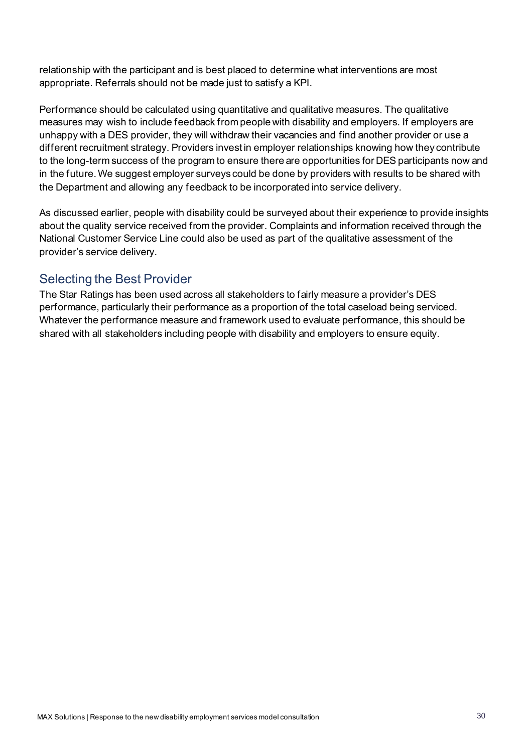relationship with the participant and is best placed to determine what interventions are most appropriate. Referrals should not be made just to satisfy a KPI.

Performance should be calculated using quantitative and qualitative measures. The qualitative measures may wish to include feedback from people with disability and employers. If employers are unhappy with a DES provider, they will withdraw their vacancies and find another provider or use a different recruitment strategy. Providers invest in employer relationships knowing how they contribute to the long-term success of the program to ensure there are opportunities for DES participants now and in the future. We suggest employer surveys could be done by providers with results to be shared with the Department and allowing any feedback to be incorporated into service delivery.

As discussed earlier, people with disability could be surveyed about their experience to provide insights about the quality service received from the provider. Complaints and information received through the National Customer Service Line could also be used as part of the qualitative assessment of the provider's service delivery.

## Selecting the Best Provider

The Star Ratings has been used across all stakeholders to fairly measure a provider's DES performance, particularly their performance as a proportion of the total caseload being serviced. Whatever the performance measure and framework used to evaluate performance, this should be shared with all stakeholders including people with disability and employers to ensure equity.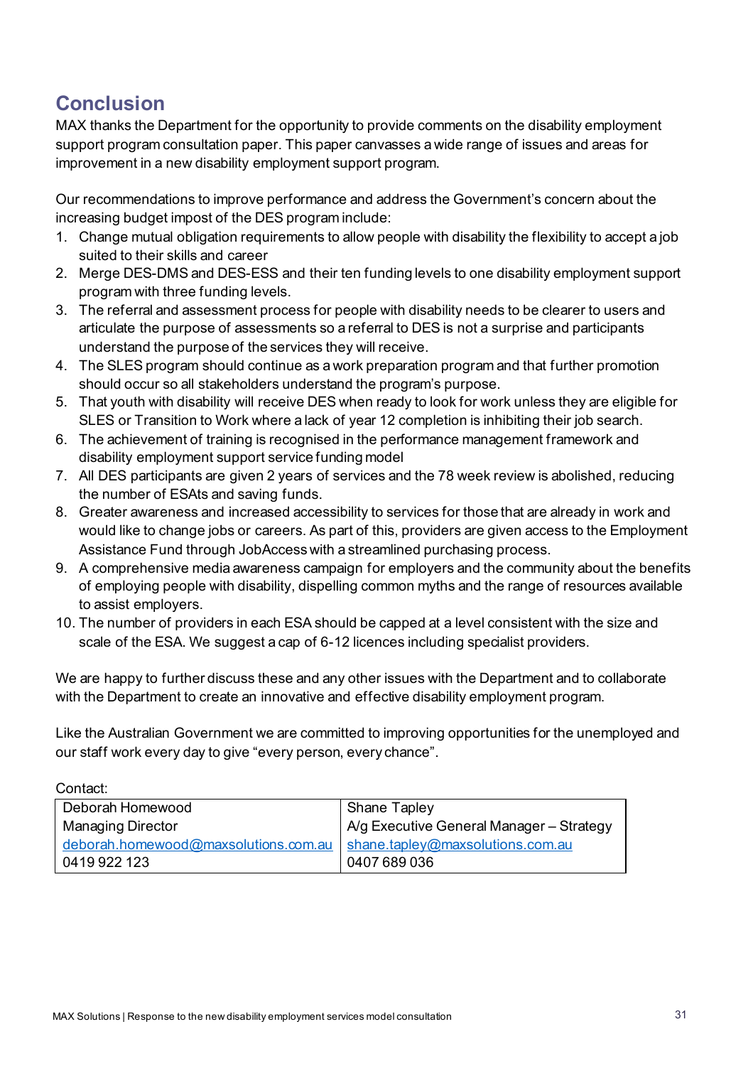## Conclusion

MAX thanks the Department for the opportunity to provide comments on the disability employment support program consultation paper. This paper canvasses a wide range of issues and areas for improvement in a new disability employment support program.

Our recommendations to improve performance and address the Government's concern about the increasing budget impost of the DES program include:

1. Change mutual obligation requirements to allow people with disability the flexibility to accept a job suited to their skills and career
2. Merge DES-DMS and DES-ESS and their ten funding levels to one disability employment support program with three funding levels.
3. The referral and assessment process for people with disability needs to be clearer to users and articulate the purpose of assessments so a referral to DES is not a surprise and participants understand the purpose of the services they will receive.
4. The SLES program should continue as a work preparation program and that further promotion should occur so all stakeholders understand the program's purpose.
5. That youth with disability will receive DES when ready to look for work unless they are eligible for SLES or Transition to Work where a lack of year 12 completion is inhibiting their job search.
6. The achievement of training is recognised in the performance management framework and disability employment support service funding model
7. All DES participants are given 2 years of services and the 78 week review is abolished, reducing the number of ESAts and saving funds.
8. Greater awareness and increased accessibility to services for those that are already in work and would like to change jobs or careers. As part of this, providers are given access to the Employment Assistance Fund through JobAccess with a streamlined purchasing process.
9. A comprehensive media awareness campaign for employers and the community about the benefits of employing people with disability, dispelling common myths and the range of resources available to assist employers.
10. The number of providers in each ESA should be capped at a level consistent with the size and scale of the ESA. We suggest a cap of 6-12 licences including specialist providers.

We are happy to further discuss these and any other issues with the Department and to collaborate with the Department to create an innovative and effective disability employment program.

Like the Australian Government we are committed to improving opportunities for the unemployed and our staff work every day to give "every person, every chance".

Contact:

| Deborah Homewood | Shane Tapley |
|---|---|
| Managing Director | A/g Executive General Manager – Strategy |
| deborah.homewood@maxsolutions.com.au | shane.tapley@maxsolutions.com.au |
| 0419 922 123 | 0407 689 036 |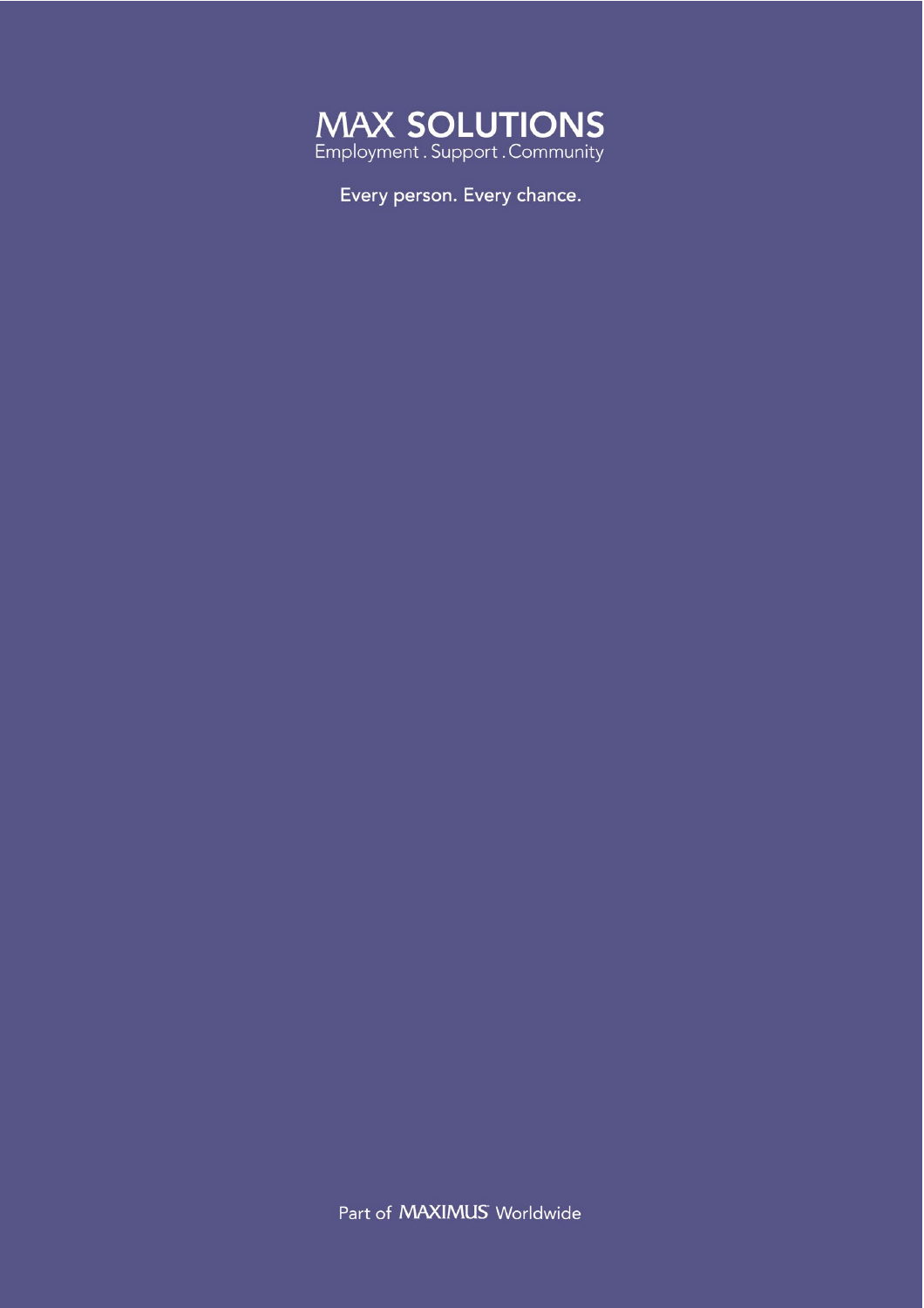MAX SOLUTIONS

Employment . Support . Community

Every person. Every chance.

Part of MAXIMUS Worldwide